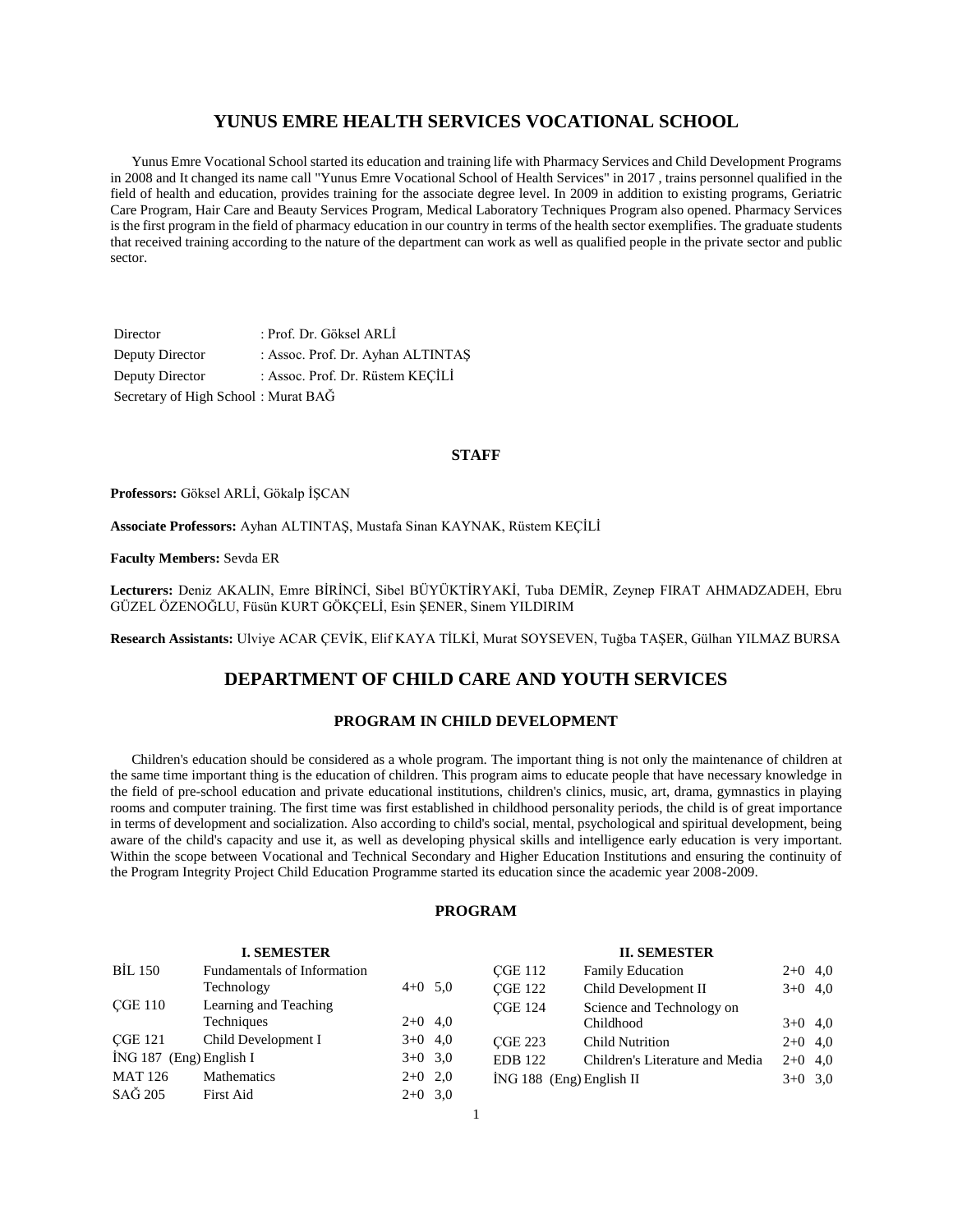# YUNUS EMRE HEALTH SERVICES VOCATIONAL SCHOOL

Yunus Emre Vocational School started its education and training life with Pharmacy Services and Child Development Programs in 2008 and It changed its name call "Yunus Emre Vocational School of Health Services" in 2017 , trains personnel qualified in the field of health and education, provides training for the associate degree level. In 2009 in addition to existing programs, Geriatric Care Program, Hair Care and Beauty Services Program, Medical Laboratory Techniques Program also opened. Pharmacy Services is the first program in the field of pharmacy education in our country in terms of the health sector exemplifies. The graduate students that received training according to the nature of the department can work as well as qualified people in the private sector and public sector.

| | |
|---|---|
| Director | : Prof. Dr. Göksel ARLİ |
| Deputy Director | : Assoc. Prof. Dr. Ayhan ALTINTAŞ |
| Deputy Director | : Assoc. Prof. Dr. Rüstem KEÇİLİ |
| Secretary of High School | : Murat BAĞ |

### STAFF

**Professors:** Göksel ARLİ, Gökalp İŞCAN

**Associate Professors:** Ayhan ALTINTAŞ, Mustafa Sinan KAYNAK, Rüstem KEÇİLİ

**Faculty Members:** Sevda ER

**Lecturers:** Deniz AKALIN, Emre BİRİNCİ, Sibel BÜYÜKTİRYAKİ, Tuba DEMİR, Zeynep FIRAT AHMADZADEH, Ebru GÜZEL ÖZENOĞLU, Füsün KURT GÖKÇELİ, Esin ŞENER, Sinem YILDIRIM

**Research Assistants:** Ulviye ACAR ÇEVİK, Elif KAYA TİLKİ, Murat SOYSEVEN, Tuğba TAŞER, Gülhan YILMAZ BURSA

## DEPARTMENT OF CHILD CARE AND YOUTH SERVICES

### PROGRAM IN CHILD DEVELOPMENT

Children's education should be considered as a whole program. The important thing is not only the maintenance of children at the same time important thing is the education of children. This program aims to educate people that have necessary knowledge in the field of pre-school education and private educational institutions, children's clinics, music, art, drama, gymnastics in playing rooms and computer training. The first time was first established in childhood personality periods, the child is of great importance in terms of development and socialization. Also according to child's social, mental, psychological and spiritual development, being aware of the child's capacity and use it, as well as developing physical skills and intelligence early education is very important. Within the scope between Vocational and Technical Secondary and Higher Education Institutions and ensuring the continuity of the Program Integrity Project Child Education Programme started its education since the academic year 2008-2009.

### PROGRAM

**I. SEMESTER**

| Code | Course | Hours | Credits |
|---|---|---|---|
| BİL 150 | Fundamentals of Information Technology | 4+0 | 5,0 |
| ÇGE 110 | Learning and Teaching Techniques | 2+0 | 4,0 |
| ÇGE 121 | Child Development I | 3+0 | 4,0 |
| İNG 187 (Eng) | English I | 3+0 | 3,0 |
| MAT 126 | Mathematics | 2+0 | 2,0 |
| SAĞ 205 | First Aid | 2+0 | 3,0 |

**II. SEMESTER**

| Code | Course | Hours | Credits |
|---|---|---|---|
| ÇGE 112 | Family Education | 2+0 | 4,0 |
| ÇGE 122 | Child Development II | 3+0 | 4,0 |
| ÇGE 124 | Science and Technology on Childhood | 3+0 | 4,0 |
| ÇGE 223 | Child Nutrition | 2+0 | 4,0 |
| EDB 122 | Children's Literature and Media | 2+0 | 4,0 |
| İNG 188 (Eng) | English II | 3+0 | 3,0 |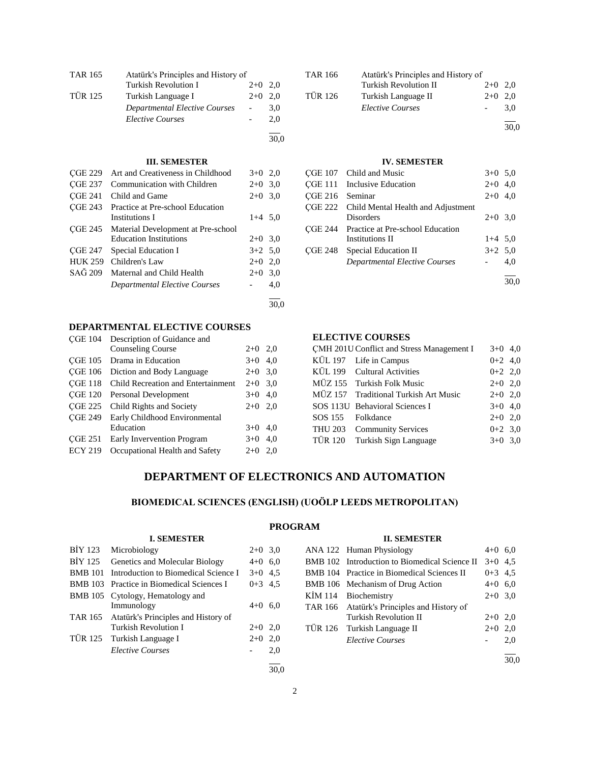| | | | |
|---|---|---|---|
| TAR 165 | Atatürk's Principles and History of Turkish Revolution I | 2+0 | 2,0 |
| TÜR 125 | Turkish Language I | 2+0 | 2,0 |
| | *Departmental Elective Courses* | - | 3,0 |
| | *Elective Courses* | - | 2,0 |
| | | | 30,0 |

| | | | |
|---|---|---|---|
| TAR 166 | Atatürk's Principles and History of Turkish Revolution II | 2+0 | 2,0 |
| TÜR 126 | Turkish Language II | 2+0 | 2,0 |
| | *Elective Courses* | - | 3,0 |
| | | | 30,0 |

#### III. SEMESTER

| | | | |
|---|---|---|---|
| ÇGE 229 | Art and Creativeness in Childhood | 3+0 | 2,0 |
| ÇGE 237 | Communication with Children | 2+0 | 3,0 |
| ÇGE 241 | Child and Game | 2+0 | 3,0 |
| ÇGE 243 | Practice at Pre-school Education Institutions I | 1+4 | 5,0 |
| ÇGE 245 | Material Development at Pre-school Education Institutions | 2+0 | 3,0 |
| ÇGE 247 | Special Education I | 3+2 | 5,0 |
| HUK 259 | Children's Law | 2+0 | 2,0 |
| SAĞ 209 | Maternal and Child Health | 2+0 | 3,0 |
| | *Departmental Elective Courses* | - | 4,0 |
| | | | 30,0 |

#### IV. SEMESTER

| | | | |
|---|---|---|---|
| ÇGE 107 | Child and Music | 3+0 | 5,0 |
| ÇGE 111 | Inclusive Education | 2+0 | 4,0 |
| ÇGE 216 | Seminar | 2+0 | 4,0 |
| ÇGE 222 | Child Mental Health and Adjustment Disorders | 2+0 | 3,0 |
| ÇGE 244 | Practice at Pre-school Education Institutions II | 1+4 | 5,0 |
| ÇGE 248 | Special Education II | 3+2 | 5,0 |
| | *Departmental Elective Courses* | - | 4,0 |
| | | | 30,0 |

### DEPARTMENTAL ELECTIVE COURSES

| | | | |
|---|---|---|---|
| ÇGE 104 | Description of Guidance and Counseling Course | 2+0 | 2,0 |
| ÇGE 105 | Drama in Education | 3+0 | 4,0 |
| ÇGE 106 | Diction and Body Language | 2+0 | 3,0 |
| ÇGE 118 | Child Recreation and Entertainment | 2+0 | 3,0 |
| ÇGE 120 | Personal Development | 3+0 | 4,0 |
| ÇGE 225 | Child Rights and Society | 2+0 | 2,0 |
| ÇGE 249 | Early Childhood Environmental Education | 3+0 | 4,0 |
| ÇGE 251 | Early Invervention Program | 3+0 | 4,0 |
| ECY 219 | Occupational Health and Safety | 2+0 | 2,0 |

### ELECTIVE COURSES

| | | | |
|---|---|---|---|
| ÇMH 201U | Conflict and Stress Management I | 3+0 | 4,0 |
| KÜL 197 | Life in Campus | 0+2 | 4,0 |
| KÜL 199 | Cultural Activities | 0+2 | 2,0 |
| MÜZ 155 | Turkish Folk Music | 2+0 | 2,0 |
| MÜZ 157 | Traditional Turkish Art Music | 2+0 | 2,0 |
| SOS 113U | Behavioral Sciences I | 3+0 | 4,0 |
| SOS 155 | Folkdance | 2+0 | 2,0 |
| THU 203 | Community Services | 0+2 | 3,0 |
| TÜR 120 | Turkish Sign Language | 3+0 | 3,0 |

## DEPARTMENT OF ELECTRONICS AND AUTOMATION

### BIOMEDICAL SCIENCES (ENGLISH) (UOÖLP LEEDS METROPOLITAN)

### PROGRAM

#### I. SEMESTER

| | | | |
|---|---|---|---|
| BİY 123 | Microbiology | 2+0 | 3,0 |
| BİY 125 | Genetics and Molecular Biology | 4+0 | 6,0 |
| BMB 101 | Introduction to Biomedical Science I | 3+0 | 4,5 |
| BMB 103 | Practice in Biomedical Sciences I | 0+3 | 4,5 |
| BMB 105 | Cytology, Hematology and Immunology | 4+0 | 6,0 |
| TAR 165 | Atatürk's Principles and History of Turkish Revolution I | 2+0 | 2,0 |
| TÜR 125 | Turkish Language I | 2+0 | 2,0 |
| | *Elective Courses* | - | 2,0 |
| | | | 30,0 |

#### II. SEMESTER

| | | | |
|---|---|---|---|
| ANA 122 | Human Physiology | 4+0 | 6,0 |
| BMB 102 | Introduction to Biomedical Science II | 3+0 | 4,5 |
| BMB 104 | Practice in Biomedical Sciences II | 0+3 | 4,5 |
| BMB 106 | Mechanism of Drug Action | 4+0 | 6,0 |
| KİM 114 | Biochemistry | 2+0 | 3,0 |
| TAR 166 | Atatürk's Principles and History of Turkish Revolution II | 2+0 | 2,0 |
| TÜR 126 | Turkish Language II | 2+0 | 2,0 |
| | *Elective Courses* | - | 2,0 |
| | | | 30,0 |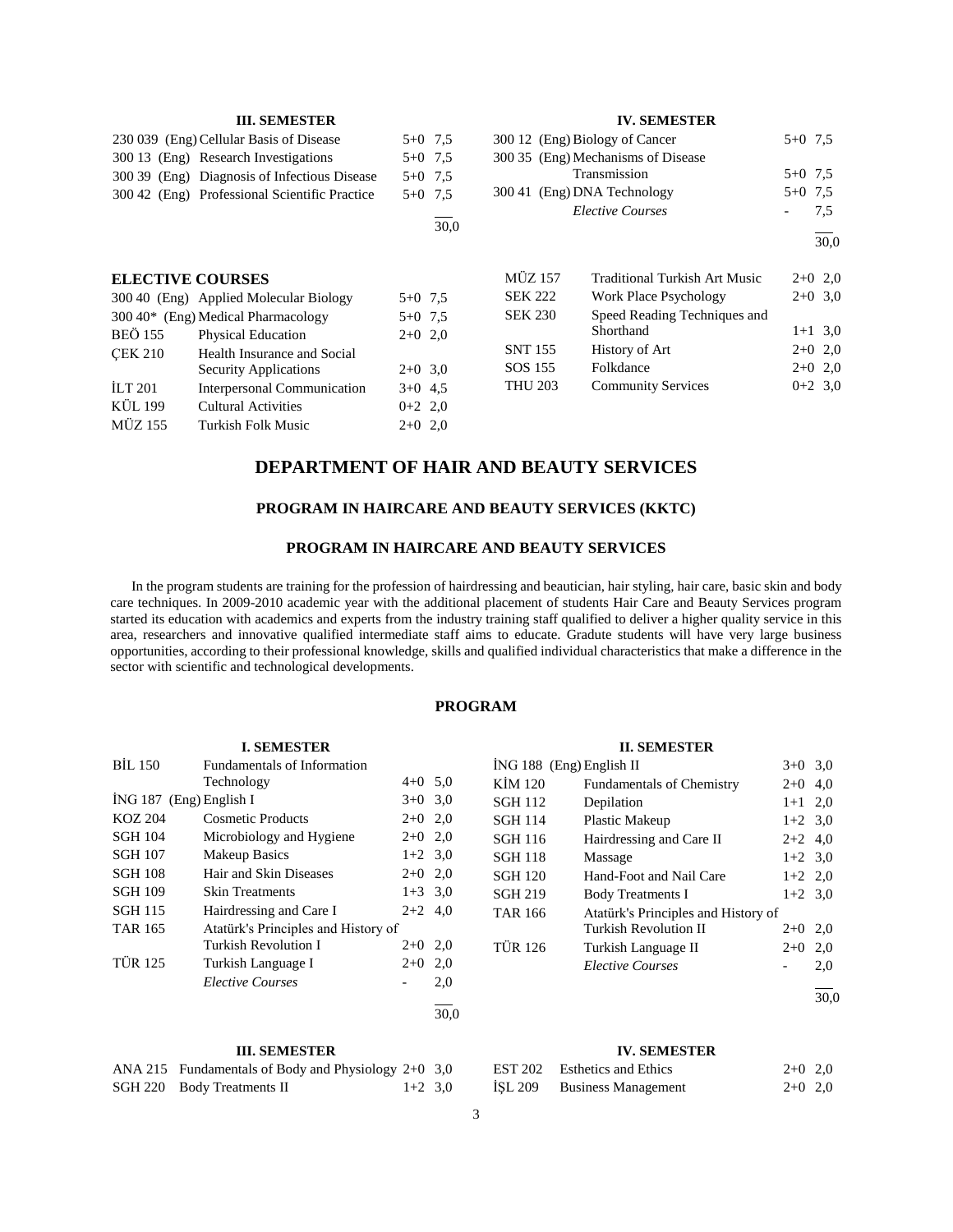**III. SEMESTER**

| Code | Course | Hours | ECTS |
|---|---|---|---|
| 230 039 (Eng) | Cellular Basis of Disease | 5+0 | 7,5 |
| 300 13 (Eng) | Research Investigations | 5+0 | 7,5 |
| 300 39 (Eng) | Diagnosis of Infectious Disease | 5+0 | 7,5 |
| 300 42 (Eng) | Professional Scientific Practice | 5+0 | 7,5 |
| | | | 30,0 |

**IV. SEMESTER**

| Code | Course | Hours | ECTS |
|---|---|---|---|
| 300 12 (Eng) | Biology of Cancer | 5+0 | 7,5 |
| 300 35 (Eng) | Mechanisms of Disease Transmission | 5+0 | 7,5 |
| 300 41 (Eng) | DNA Technology | 5+0 | 7,5 |
| | *Elective Courses* | - | 7,5 |
| | | | 30,0 |

**ELECTIVE COURSES**

| Code | Course | Hours | ECTS |
|---|---|---|---|
| 300 40 (Eng) | Applied Molecular Biology | 5+0 | 7,5 |
| 300 40* (Eng) | Medical Pharmacology | 5+0 | 7,5 |
| BEÖ 155 | Physical Education | 2+0 | 2,0 |
| ÇEK 210 | Health Insurance and Social Security Applications | 2+0 | 3,0 |
| İLT 201 | Interpersonal Communication | 3+0 | 4,5 |
| KÜL 199 | Cultural Activities | 0+2 | 2,0 |
| MÜZ 155 | Turkish Folk Music | 2+0 | 2,0 |
| MÜZ 157 | Traditional Turkish Art Music | 2+0 | 2,0 |
| SEK 222 | Work Place Psychology | 2+0 | 3,0 |
| SEK 230 | Speed Reading Techniques and Shorthand | 1+1 | 3,0 |
| SNT 155 | History of Art | 2+0 | 2,0 |
| SOS 155 | Folkdance | 2+0 | 2,0 |
| THU 203 | Community Services | 0+2 | 3,0 |

# DEPARTMENT OF HAIR AND BEAUTY SERVICES

## PROGRAM IN HAIRCARE AND BEAUTY SERVICES (KKTC)

## PROGRAM IN HAIRCARE AND BEAUTY SERVICES

In the program students are training for the profession of hairdressing and beautician, hair styling, hair care, basic skin and body care techniques. In 2009-2010 academic year with the additional placement of students Hair Care and Beauty Services program started its education with academics and experts from the industry training staff qualified to deliver a higher quality service in this area, researchers and innovative qualified intermediate staff aims to educate. Gradute students will have very large business opportunities, according to their professional knowledge, skills and qualified individual characteristics that make a difference in the sector with scientific and technological developments.

### PROGRAM

**I. SEMESTER**

| Code | Course | Hours | ECTS |
|---|---|---|---|
| BİL 150 | Fundamentals of Information Technology | 4+0 | 5,0 |
| İNG 187 (Eng) | English I | 3+0 | 3,0 |
| KOZ 204 | Cosmetic Products | 2+0 | 2,0 |
| SGH 104 | Microbiology and Hygiene | 2+0 | 2,0 |
| SGH 107 | Makeup Basics | 1+2 | 3,0 |
| SGH 108 | Hair and Skin Diseases | 2+0 | 2,0 |
| SGH 109 | Skin Treatments | 1+3 | 3,0 |
| SGH 115 | Hairdressing and Care I | 2+2 | 4,0 |
| TAR 165 | Atatürk's Principles and History of Turkish Revolution I | 2+0 | 2,0 |
| TÜR 125 | Turkish Language I | 2+0 | 2,0 |
| | *Elective Courses* | - | 2,0 |
| | | | 30,0 |

**II. SEMESTER**

| Code | Course | Hours | ECTS |
|---|---|---|---|
| İNG 188 (Eng) | English II | 3+0 | 3,0 |
| KİM 120 | Fundamentals of Chemistry | 2+0 | 4,0 |
| SGH 112 | Depilation | 1+1 | 2,0 |
| SGH 114 | Plastic Makeup | 1+2 | 3,0 |
| SGH 116 | Hairdressing and Care II | 2+2 | 4,0 |
| SGH 118 | Massage | 1+2 | 3,0 |
| SGH 120 | Hand-Foot and Nail Care | 1+2 | 2,0 |
| SGH 219 | Body Treatments I | 1+2 | 3,0 |
| TAR 166 | Atatürk's Principles and History of Turkish Revolution II | 2+0 | 2,0 |
| TÜR 126 | Turkish Language II | 2+0 | 2,0 |
| | *Elective Courses* | - | 2,0 |
| | | | 30,0 |

**III. SEMESTER**

| Code | Course | Hours | ECTS |
|---|---|---|---|
| ANA 215 | Fundamentals of Body and Physiology | 2+0 | 3,0 |
| SGH 220 | Body Treatments II | 1+2 | 3,0 |

**IV. SEMESTER**

| Code | Course | Hours | ECTS |
|---|---|---|---|
| EST 202 | Esthetics and Ethics | 2+0 | 2,0 |
| İŞL 209 | Business Management | 2+0 | 2,0 |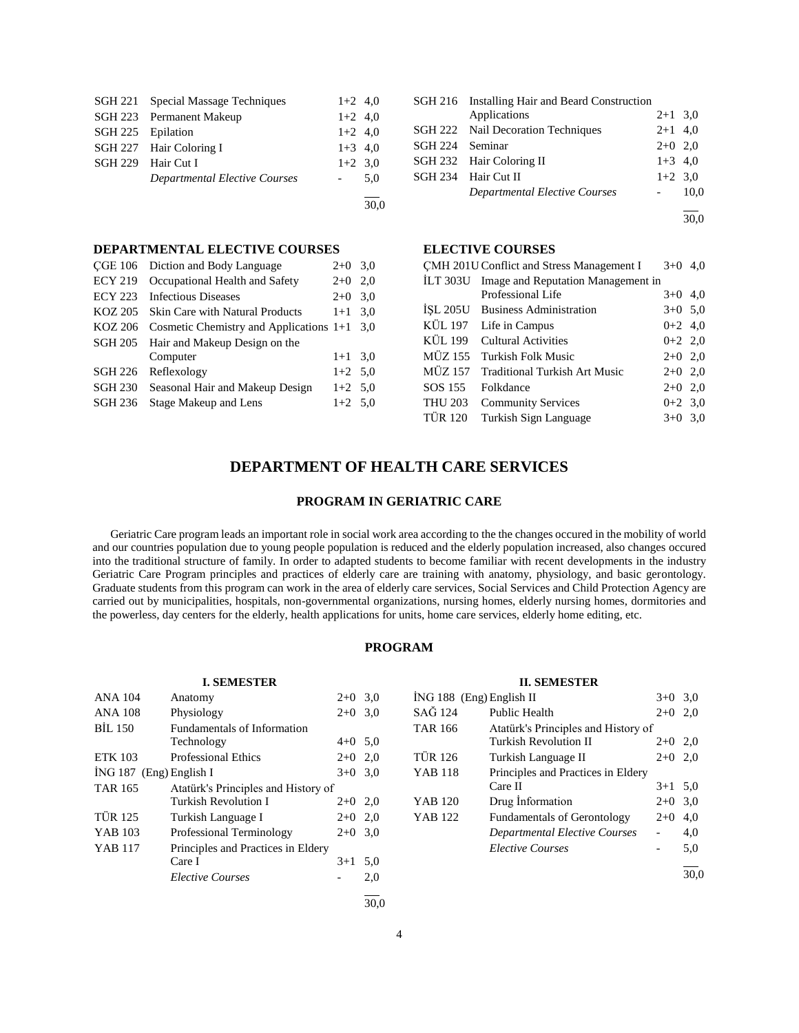| | | | |
|---|---|---|---|
| SGH 221 | Special Massage Techniques | 1+2 | 4,0 |
| SGH 223 | Permanent Makeup | 1+2 | 4,0 |
| SGH 225 | Epilation | 1+2 | 4,0 |
| SGH 227 | Hair Coloring I | 1+3 | 4,0 |
| SGH 229 | Hair Cut I | 1+2 | 3,0 |
| | *Departmental Elective Courses* | - | 5,0 |
| | | | 30,0 |

| | | | |
|---|---|---|---|
| SGH 216 | Installing Hair and Beard Construction Applications | 2+1 | 3,0 |
| SGH 222 | Nail Decoration Techniques | 2+1 | 4,0 |
| SGH 224 | Seminar | 2+0 | 2,0 |
| SGH 232 | Hair Coloring II | 1+3 | 4,0 |
| SGH 234 | Hair Cut II | 1+2 | 3,0 |
| | *Departmental Elective Courses* | - | 10,0 |
| | | | 30,0 |

**DEPARTMENTAL ELECTIVE COURSES**

| | | | |
|---|---|---|---|
| ÇGE 106 | Diction and Body Language | 2+0 | 3,0 |
| ECY 219 | Occupational Health and Safety | 2+0 | 2,0 |
| ECY 223 | Infectious Diseases | 2+0 | 3,0 |
| KOZ 205 | Skin Care with Natural Products | 1+1 | 3,0 |
| KOZ 206 | Cosmetic Chemistry and Applications | 1+1 | 3,0 |
| SGH 205 | Hair and Makeup Design on the Computer | 1+1 | 3,0 |
| SGH 226 | Reflexology | 1+2 | 5,0 |
| SGH 230 | Seasonal Hair and Makeup Design | 1+2 | 5,0 |
| SGH 236 | Stage Makeup and Lens | 1+2 | 5,0 |

**ELECTIVE COURSES**

| | | | |
|---|---|---|---|
| ÇMH 201U | Conflict and Stress Management I | 3+0 | 4,0 |
| İLT 303U | Image and Reputation Management in Professional Life | 3+0 | 4,0 |
| İŞL 205U | Business Administration | 3+0 | 5,0 |
| KÜL 197 | Life in Campus | 0+2 | 4,0 |
| KÜL 199 | Cultural Activities | 0+2 | 2,0 |
| MÜZ 155 | Turkish Folk Music | 2+0 | 2,0 |
| MÜZ 157 | Traditional Turkish Art Music | 2+0 | 2,0 |
| SOS 155 | Folkdance | 2+0 | 2,0 |
| THU 203 | Community Services | 0+2 | 3,0 |
| TÜR 120 | Turkish Sign Language | 3+0 | 3,0 |

# DEPARTMENT OF HEALTH CARE SERVICES

## PROGRAM IN GERIATRIC CARE

Geriatric Care program leads an important role in social work area according to the the changes occured in the mobility of world and our countries population due to young people population is reduced and the elderly population increased, also changes occured into the traditional structure of family. In order to adapted students to become familiar with recent developments in the industry Geriatric Care Program principles and practices of elderly care are training with anatomy, physiology, and basic gerontology. Graduate students from this program can work in the area of elderly care services, Social Services and Child Protection Agency are carried out by municipalities, hospitals, non-governmental organizations, nursing homes, elderly nursing homes, dormitories and the powerless, day centers for the elderly, health applications for units, home care services, elderly home editing, etc.

### PROGRAM

**I. SEMESTER**

| | | | |
|---|---|---|---|
| ANA 104 | Anatomy | 2+0 | 3,0 |
| ANA 108 | Physiology | 2+0 | 3,0 |
| BİL 150 | Fundamentals of Information Technology | 4+0 | 5,0 |
| ETK 103 | Professional Ethics | 2+0 | 2,0 |
| İNG 187 (Eng) | English I | 3+0 | 3,0 |
| TAR 165 | Atatürk's Principles and History of Turkish Revolution I | 2+0 | 2,0 |
| TÜR 125 | Turkish Language I | 2+0 | 2,0 |
| YAB 103 | Professional Terminology | 2+0 | 3,0 |
| YAB 117 | Principles and Practices in Eldery Care I | 3+1 | 5,0 |
| | *Elective Courses* | - | 2,0 |
| | | | 30,0 |

**II. SEMESTER**

| | | | |
|---|---|---|---|
| İNG 188 (Eng) | English II | 3+0 | 3,0 |
| SAĞ 124 | Public Health | 2+0 | 2,0 |
| TAR 166 | Atatürk's Principles and History of Turkish Revolution II | 2+0 | 2,0 |
| TÜR 126 | Turkish Language II | 2+0 | 2,0 |
| YAB 118 | Principles and Practices in Eldery Care II | 3+1 | 5,0 |
| YAB 120 | Drug İnformation | 2+0 | 3,0 |
| YAB 122 | Fundamentals of Gerontology | 2+0 | 4,0 |
| | *Departmental Elective Courses* | - | 4,0 |
| | *Elective Courses* | - | 5,0 |
| | | | 30,0 |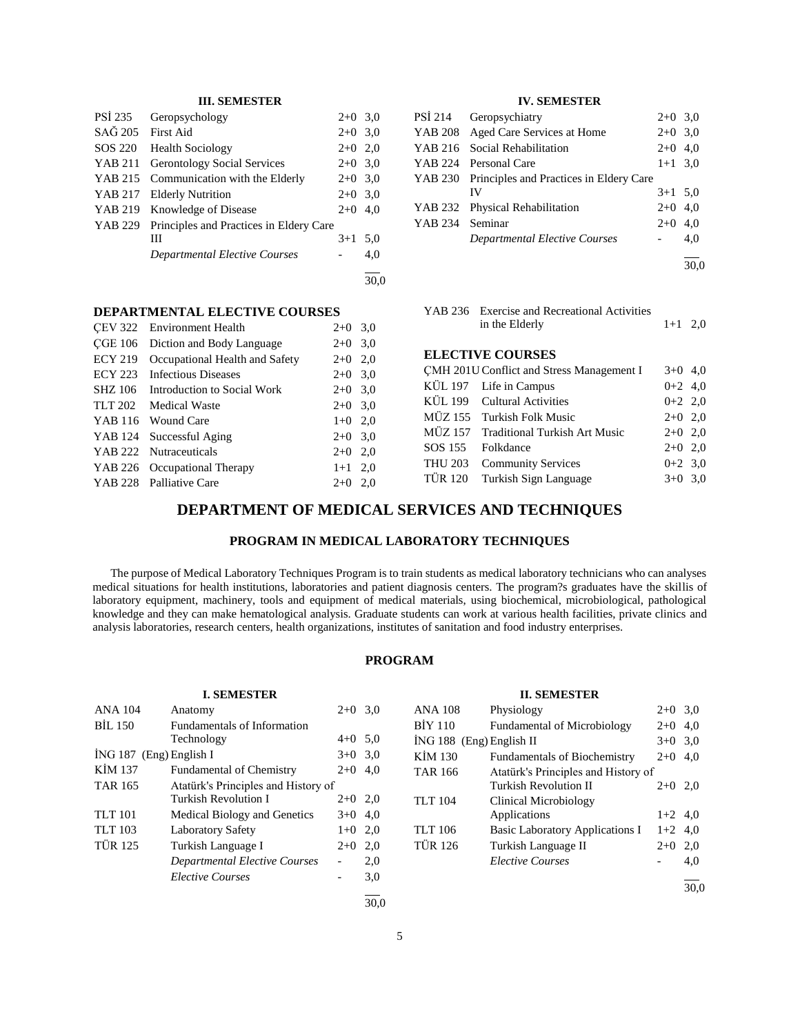### III. SEMESTER

| | | | |
|---|---|---|---|
| PSİ 235 | Geropsychology | 2+0 | 3,0 |
| SAĞ 205 | First Aid | 2+0 | 3,0 |
| SOS 220 | Health Sociology | 2+0 | 2,0 |
| YAB 211 | Gerontology Social Services | 2+0 | 3,0 |
| YAB 215 | Communication with the Elderly | 2+0 | 3,0 |
| YAB 217 | Elderly Nutrition | 2+0 | 3,0 |
| YAB 219 | Knowledge of Disease | 2+0 | 4,0 |
| YAB 229 | Principles and Practices in Eldery Care III | 3+1 | 5,0 |
| | *Departmental Elective Courses* | - | 4,0 |
| | | | 30,0 |

### IV. SEMESTER

| | | | |
|---|---|---|---|
| PSİ 214 | Geropsychiatry | 2+0 | 3,0 |
| YAB 208 | Aged Care Services at Home | 2+0 | 3,0 |
| YAB 216 | Social Rehabilitation | 2+0 | 4,0 |
| YAB 224 | Personal Care | 1+1 | 3,0 |
| YAB 230 | Principles and Practices in Eldery Care IV | 3+1 | 5,0 |
| YAB 232 | Physical Rehabilitation | 2+0 | 4,0 |
| YAB 234 | Seminar | 2+0 | 4,0 |
| | *Departmental Elective Courses* | - | 4,0 |
| | | | 30,0 |

### DEPARTMENTAL ELECTIVE COURSES

| | | | |
|---|---|---|---|
| ÇEV 322 | Environment Health | 2+0 | 3,0 |
| ÇGE 106 | Diction and Body Language | 2+0 | 3,0 |
| ECY 219 | Occupational Health and Safety | 2+0 | 2,0 |
| ECY 223 | Infectious Diseases | 2+0 | 3,0 |
| SHZ 106 | Introduction to Social Work | 2+0 | 3,0 |
| TLT 202 | Medical Waste | 2+0 | 3,0 |
| YAB 116 | Wound Care | 1+0 | 2,0 |
| YAB 124 | Successful Aging | 2+0 | 3,0 |
| YAB 222 | Nutraceuticals | 2+0 | 2,0 |
| YAB 226 | Occupational Therapy | 1+1 | 2,0 |
| YAB 228 | Palliative Care | 2+0 | 2,0 |
| YAB 236 | Exercise and Recreational Activities in the Elderly | 1+1 | 2,0 |

### ELECTIVE COURSES

| | | | |
|---|---|---|---|
| ÇMH 201U | Conflict and Stress Management I | 3+0 | 4,0 |
| KÜL 197 | Life in Campus | 0+2 | 4,0 |
| KÜL 199 | Cultural Activities | 0+2 | 2,0 |
| MÜZ 155 | Turkish Folk Music | 2+0 | 2,0 |
| MÜZ 157 | Traditional Turkish Art Music | 2+0 | 2,0 |
| SOS 155 | Folkdance | 2+0 | 2,0 |
| THU 203 | Community Services | 0+2 | 3,0 |
| TÜR 120 | Turkish Sign Language | 3+0 | 3,0 |

# DEPARTMENT OF MEDICAL SERVICES AND TECHNIQUES

## PROGRAM IN MEDICAL LABORATORY TECHNIQUES

The purpose of Medical Laboratory Techniques Program is to train students as medical laboratory technicians who can analyses medical situations for health institutions, laboratories and patient diagnosis centers. The program?s graduates have the skillis of laboratory equipment, machinery, tools and equipment of medical materials, using biochemical, microbiological, pathological knowledge and they can make hematological analysis. Graduate students can work at various health facilities, private clinics and analysis laboratories, research centers, health organizations, institutes of sanitation and food industry enterprises.

## PROGRAM

### I. SEMESTER

| | | | |
|---|---|---|---|
| ANA 104 | Anatomy | 2+0 | 3,0 |
| BİL 150 | Fundamentals of Information Technology | 4+0 | 5,0 |
| İNG 187 (Eng) | English I | 3+0 | 3,0 |
| KİM 137 | Fundamental of Chemistry | 2+0 | 4,0 |
| TAR 165 | Atatürk's Principles and History of Turkish Revolution I | 2+0 | 2,0 |
| TLT 101 | Medical Biology and Genetics | 3+0 | 4,0 |
| TLT 103 | Laboratory Safety | 1+0 | 2,0 |
| TÜR 125 | Turkish Language I | 2+0 | 2,0 |
| | *Departmental Elective Courses* | - | 2,0 |
| | *Elective Courses* | - | 3,0 |
| | | | 30,0 |

### II. SEMESTER

| | | | |
|---|---|---|---|
| ANA 108 | Physiology | 2+0 | 3,0 |
| BİY 110 | Fundamental of Microbiology | 2+0 | 4,0 |
| İNG 188 (Eng) | English II | 3+0 | 3,0 |
| KİM 130 | Fundamentals of Biochemistry | 2+0 | 4,0 |
| TAR 166 | Atatürk's Principles and History of Turkish Revolution II | 2+0 | 2,0 |
| TLT 104 | Clinical Microbiology Applications | 1+2 | 4,0 |
| TLT 106 | Basic Laboratory Applications I | 1+2 | 4,0 |
| TÜR 126 | Turkish Language II | 2+0 | 2,0 |
| | *Elective Courses* | - | 4,0 |
| | | | 30,0 |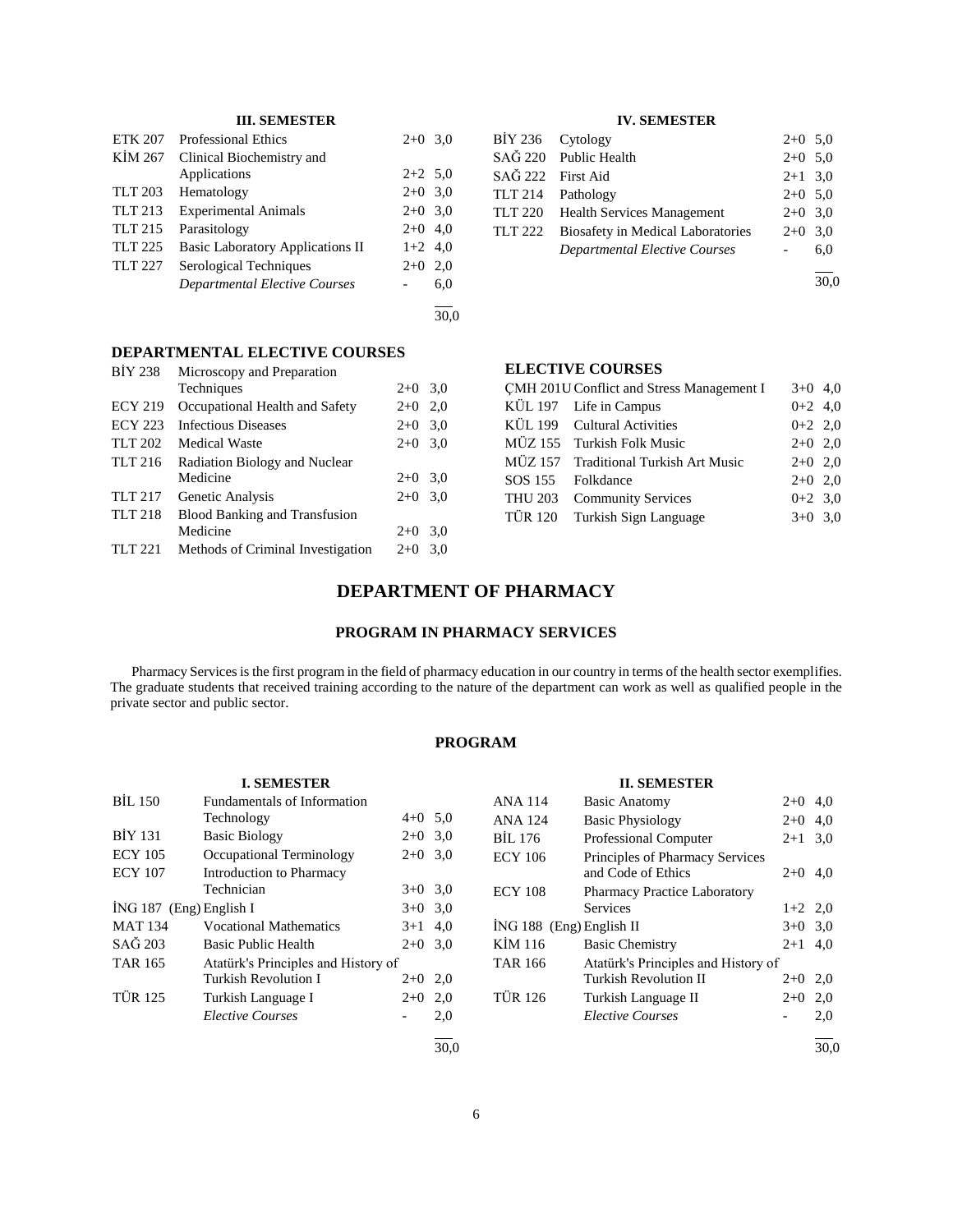### III. SEMESTER

| | | | |
|---|---|---|---|
| ETK 207 | Professional Ethics | 2+0 | 3,0 |
| KİM 267 | Clinical Biochemistry and Applications | 2+2 | 5,0 |
| TLT 203 | Hematology | 2+0 | 3,0 |
| TLT 213 | Experimental Animals | 2+0 | 3,0 |
| TLT 215 | Parasitology | 2+0 | 4,0 |
| TLT 225 | Basic Laboratory Applications II | 1+2 | 4,0 |
| TLT 227 | Serological Techniques | 2+0 | 2,0 |
| | *Departmental Elective Courses* | - | 6,0 |
| | | | 30,0 |

### IV. SEMESTER

| | | | |
|---|---|---|---|
| BİY 236 | Cytology | 2+0 | 5,0 |
| SAĞ 220 | Public Health | 2+0 | 5,0 |
| SAĞ 222 | First Aid | 2+1 | 3,0 |
| TLT 214 | Pathology | 2+0 | 5,0 |
| TLT 220 | Health Services Management | 2+0 | 3,0 |
| TLT 222 | Biosafety in Medical Laboratories | 2+0 | 3,0 |
| | *Departmental Elective Courses* | - | 6,0 |
| | | | 30,0 |

### DEPARTMENTAL ELECTIVE COURSES

| | | | |
|---|---|---|---|
| BİY 238 | Microscopy and Preparation Techniques | 2+0 | 3,0 |
| ECY 219 | Occupational Health and Safety | 2+0 | 2,0 |
| ECY 223 | Infectious Diseases | 2+0 | 3,0 |
| TLT 202 | Medical Waste | 2+0 | 3,0 |
| TLT 216 | Radiation Biology and Nuclear Medicine | 2+0 | 3,0 |
| TLT 217 | Genetic Analysis | 2+0 | 3,0 |
| TLT 218 | Blood Banking and Transfusion Medicine | 2+0 | 3,0 |
| TLT 221 | Methods of Criminal Investigation | 2+0 | 3,0 |

### ELECTIVE COURSES

| | | | |
|---|---|---|---|
| ÇMH 201U | Conflict and Stress Management I | 3+0 | 4,0 |
| KÜL 197 | Life in Campus | 0+2 | 4,0 |
| KÜL 199 | Cultural Activities | 0+2 | 2,0 |
| MÜZ 155 | Turkish Folk Music | 2+0 | 2,0 |
| MÜZ 157 | Traditional Turkish Art Music | 2+0 | 2,0 |
| SOS 155 | Folkdance | 2+0 | 2,0 |
| THU 203 | Community Services | 0+2 | 3,0 |
| TÜR 120 | Turkish Sign Language | 3+0 | 3,0 |

# DEPARTMENT OF PHARMACY

## PROGRAM IN PHARMACY SERVICES

Pharmacy Services is the first program in the field of pharmacy education in our country in terms of the health sector exemplifies. The graduate students that received training according to the nature of the department can work as well as qualified people in the private sector and public sector.

## PROGRAM

### I. SEMESTER

| | | | |
|---|---|---|---|
| BİL 150 | Fundamentals of Information Technology | 4+0 | 5,0 |
| BİY 131 | Basic Biology | 2+0 | 3,0 |
| ECY 105 | Occupational Terminology | 2+0 | 3,0 |
| ECY 107 | Introduction to Pharmacy Technician | 3+0 | 3,0 |
| İNG 187 (Eng) | English I | 3+0 | 3,0 |
| MAT 134 | Vocational Mathematics | 3+1 | 4,0 |
| SAĞ 203 | Basic Public Health | 2+0 | 3,0 |
| TAR 165 | Atatürk's Principles and History of Turkish Revolution I | 2+0 | 2,0 |
| TÜR 125 | Turkish Language I | 2+0 | 2,0 |
| | *Elective Courses* | - | 2,0 |
| | | | 30,0 |

### II. SEMESTER

| | | | |
|---|---|---|---|
| ANA 114 | Basic Anatomy | 2+0 | 4,0 |
| ANA 124 | Basic Physiology | 2+0 | 4,0 |
| BİL 176 | Professional Computer | 2+1 | 3,0 |
| ECY 106 | Principles of Pharmacy Services and Code of Ethics | 2+0 | 4,0 |
| ECY 108 | Pharmacy Practice Laboratory Services | 1+2 | 2,0 |
| İNG 188 (Eng) | English II | 3+0 | 3,0 |
| KİM 116 | Basic Chemistry | 2+1 | 4,0 |
| TAR 166 | Atatürk's Principles and History of Turkish Revolution II | 2+0 | 2,0 |
| TÜR 126 | Turkish Language II | 2+0 | 2,0 |
| | *Elective Courses* | - | 2,0 |
| | | | 30,0 |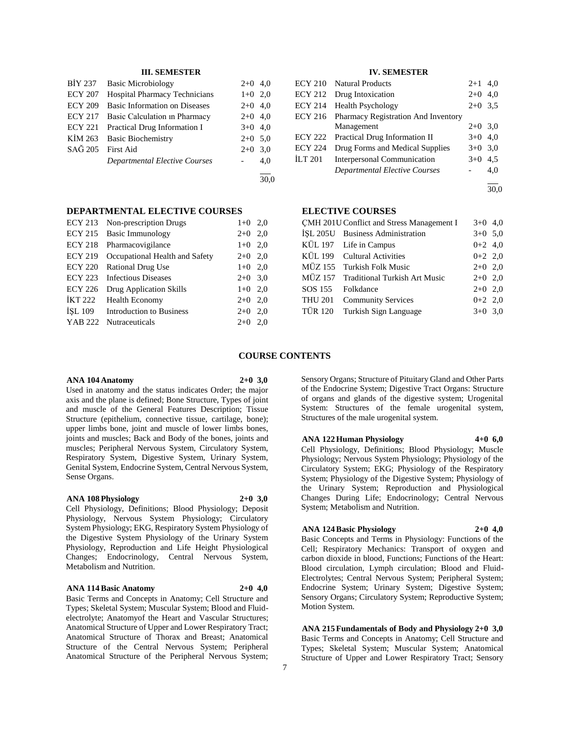### III. SEMESTER

| | | | |
|---|---|---|---|
| BİY 237 | Basic Microbiology | 2+0 | 4,0 |
| ECY 207 | Hospital Pharmacy Technicians | 1+0 | 2,0 |
| ECY 209 | Basic Information on Diseases | 2+0 | 4,0 |
| ECY 217 | Basic Calculation ın Pharmacy | 2+0 | 4,0 |
| ECY 221 | Practical Drug Information I | 3+0 | 4,0 |
| KİM 263 | Basic Biochemistry | 2+0 | 5,0 |
| SAĞ 205 | First Aid | 2+0 | 3,0 |
| | *Departmental Elective Courses* | - | 4,0 |
| | | | 30,0 |

### IV. SEMESTER

| | | | |
|---|---|---|---|
| ECY 210 | Natural Products | 2+1 | 4,0 |
| ECY 212 | Drug Intoxication | 2+0 | 4,0 |
| ECY 214 | Health Psychology | 2+0 | 3,5 |
| ECY 216 | Pharmacy Registration And Inventory Management | 2+0 | 3,0 |
| ECY 222 | Practical Drug Information II | 3+0 | 4,0 |
| ECY 224 | Drug Forms and Medical Supplies | 3+0 | 3,0 |
| İLT 201 | Interpersonal Communication | 3+0 | 4,5 |
| | *Departmental Elective Courses* | - | 4,0 |
| | | | 30,0 |

### DEPARTMENTAL ELECTIVE COURSES

| | | | |
|---|---|---|---|
| ECY 213 | Non-prescription Drugs | 1+0 | 2,0 |
| ECY 215 | Basic Immunology | 2+0 | 2,0 |
| ECY 218 | Pharmacovigilance | 1+0 | 2,0 |
| ECY 219 | Occupational Health and Safety | 2+0 | 2,0 |
| ECY 220 | Rational Drug Use | 1+0 | 2,0 |
| ECY 223 | Infectious Diseases | 2+0 | 3,0 |
| ECY 226 | Drug Application Skills | 1+0 | 2,0 |
| İKT 222 | Health Economy | 2+0 | 2,0 |
| İŞL 109 | Introduction to Business | 2+0 | 2,0 |
| YAB 222 | Nutraceuticals | 2+0 | 2,0 |

### ELECTIVE COURSES

| | | | |
|---|---|---|---|
| ÇMH 201U | Conflict and Stress Management I | 3+0 | 4,0 |
| İŞL 205U | Business Administration | 3+0 | 5,0 |
| KÜL 197 | Life in Campus | 0+2 | 4,0 |
| KÜL 199 | Cultural Activities | 0+2 | 2,0 |
| MÜZ 155 | Turkish Folk Music | 2+0 | 2,0 |
| MÜZ 157 | Traditional Turkish Art Music | 2+0 | 2,0 |
| SOS 155 | Folkdance | 2+0 | 2,0 |
| THU 201 | Community Services | 0+2 | 2,0 |
| TÜR 120 | Turkish Sign Language | 3+0 | 3,0 |

## COURSE CONTENTS

**ANA 104 Anatomy 2+0 3,0**
Used in anatomy and the status indicates Order; the major axis and the plane is defined; Bone Structure, Types of joint and muscle of the General Features Description; Tissue Structure (epithelium, connective tissue, cartilage, bone); upper limbs bone, joint and muscle of lower limbs bones, joints and muscles; Back and Body of the bones, joints and muscles; Peripheral Nervous System, Circulatory System, Respiratory System, Digestive System, Urinary System, Genital System, Endocrine System, Central Nervous System, Sense Organs.

**ANA 108 Physiology 2+0 3,0**
Cell Physiology, Definitions; Blood Physiology; Deposit Physiology, Nervous System Physiology; Circulatory System Physiology; EKG, Respiratory System Physiology of the Digestive System Physiology of the Urinary System Physiology, Reproduction and Life Height Physiological Changes; Endocrinology, Central Nervous System, Metabolism and Nutrition.

**ANA 114 Basic Anatomy 2+0 4,0**
Basic Terms and Concepts in Anatomy; Cell Structure and Types; Skeletal System; Muscular System; Blood and Fluid-electrolyte; Anatomyof the Heart and Vascular Structures; Anatomical Structure of Upper and Lower Respiratory Tract; Anatomical Structure of Thorax and Breast; Anatomical Structure of the Central Nervous System; Peripheral Anatomical Structure of the Peripheral Nervous System; Sensory Organs; Structure of Pituitary Gland and Other Parts of the Endocrine System; Digestive Tract Organs: Structure of organs and glands of the digestive system; Urogenital System: Structures of the female urogenital system, Structures of the male urogenital system.

**ANA 122 Human Physiology 4+0 6,0**
Cell Physiology, Definitions; Blood Physiology; Muscle Physiology; Nervous System Physiology; Physiology of the Circulatory System; EKG; Physiology of the Respiratory System; Physiology of the Digestive System; Physiology of the Urinary System; Reproduction and Physiological Changes During Life; Endocrinology; Central Nervous System; Metabolism and Nutrition.

**ANA 124 Basic Physiology 2+0 4,0**
Basic Concepts and Terms in Physiology: Functions of the Cell; Respiratory Mechanics: Transport of oxygen and carbon dioxide in blood, Functions; Functions of the Heart: Blood circulation, Lymph circulation; Blood and Fluid-Electrolytes; Central Nervous System; Peripheral System; Endocrine System; Urinary System; Digestive System; Sensory Organs; Circulatory System; Reproductive System; Motion System.

**ANA 215 Fundamentals of Body and Physiology 2+0 3,0**
Basic Terms and Concepts in Anatomy; Cell Structure and Types; Skeletal System; Muscular System; Anatomical Structure of Upper and Lower Respiratory Tract; Sensory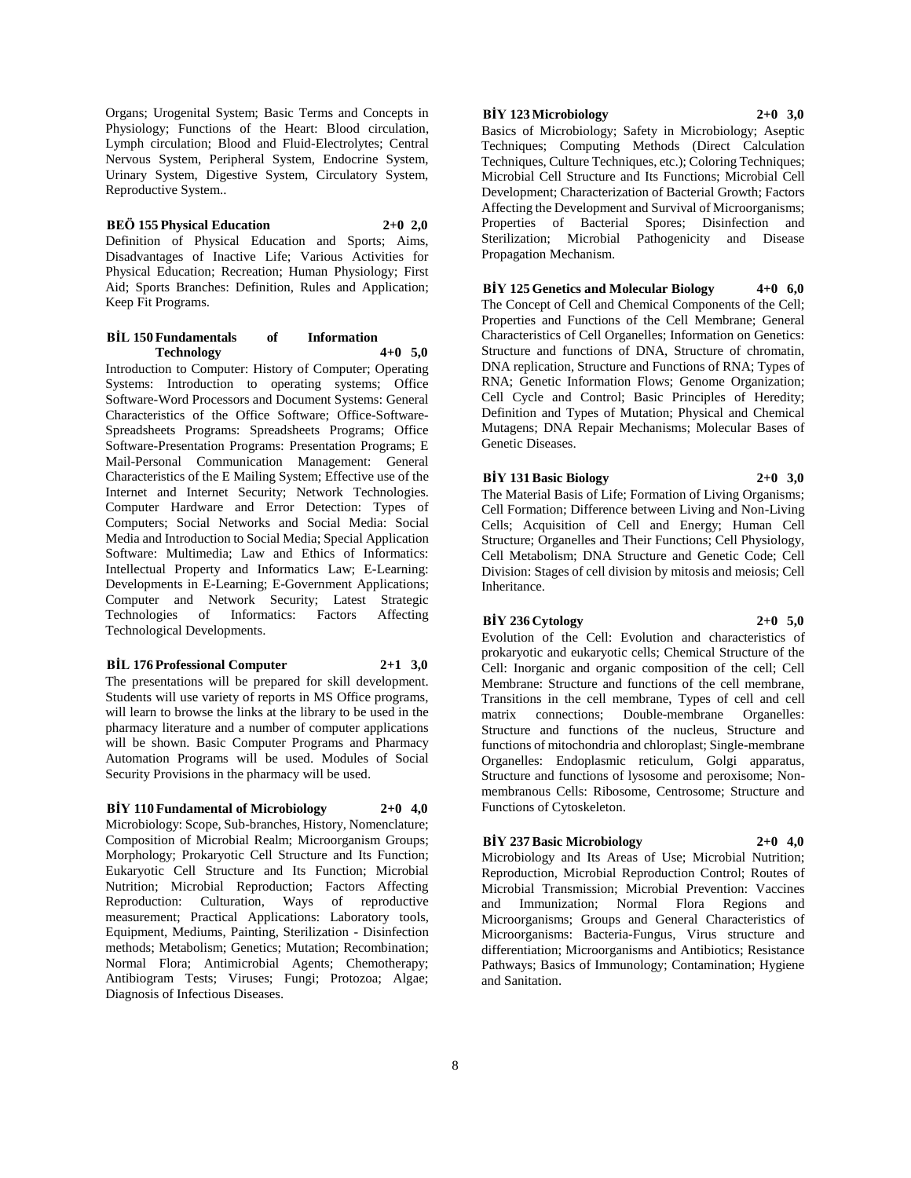Organs; Urogenital System; Basic Terms and Concepts in Physiology; Functions of the Heart: Blood circulation, Lymph circulation; Blood and Fluid-Electrolytes; Central Nervous System, Peripheral System, Endocrine System, Urinary System, Digestive System, Circulatory System, Reproductive System..

**BEÖ 155 Physical Education 2+0 2,0**

Definition of Physical Education and Sports; Aims, Disadvantages of Inactive Life; Various Activities for Physical Education; Recreation; Human Physiology; First Aid; Sports Branches: Definition, Rules and Application; Keep Fit Programs.

**BİL 150 Fundamentals of Information Technology 4+0 5,0**

Introduction to Computer: History of Computer; Operating Systems: Introduction to operating systems; Office Software-Word Processors and Document Systems: General Characteristics of the Office Software; Office-Software-Spreadsheets Programs: Spreadsheets Programs; Office Software-Presentation Programs: Presentation Programs; E Mail-Personal Communication Management: General Characteristics of the E Mailing System; Effective use of the Internet and Internet Security; Network Technologies. Computer Hardware and Error Detection: Types of Computers; Social Networks and Social Media: Social Media and Introduction to Social Media; Special Application Software: Multimedia; Law and Ethics of Informatics: Intellectual Property and Informatics Law; E-Learning: Developments in E-Learning; E-Government Applications; Computer and Network Security; Latest Strategic Technologies of Informatics: Factors Affecting Technological Developments.

**BİL 176 Professional Computer 2+1 3,0**

The presentations will be prepared for skill development. Students will use variety of reports in MS Office programs, will learn to browse the links at the library to be used in the pharmacy literature and a number of computer applications will be shown. Basic Computer Programs and Pharmacy Automation Programs will be used. Modules of Social Security Provisions in the pharmacy will be used.

**BİY 110 Fundamental of Microbiology 2+0 4,0**

Microbiology: Scope, Sub-branches, History, Nomenclature; Composition of Microbial Realm; Microorganism Groups; Morphology; Prokaryotic Cell Structure and Its Function; Eukaryotic Cell Structure and Its Function; Microbial Nutrition; Microbial Reproduction; Factors Affecting Reproduction: Culturation, Ways of reproductive measurement; Practical Applications: Laboratory tools, Equipment, Mediums, Painting, Sterilization - Disinfection methods; Metabolism; Genetics; Mutation; Recombination; Normal Flora; Antimicrobial Agents; Chemotherapy; Antibiogram Tests; Viruses; Fungi; Protozoa; Algae; Diagnosis of Infectious Diseases.

**BİY 123 Microbiology 2+0 3,0**

Basics of Microbiology; Safety in Microbiology; Aseptic Techniques; Computing Methods (Direct Calculation Techniques, Culture Techniques, etc.); Coloring Techniques; Microbial Cell Structure and Its Functions; Microbial Cell Development; Characterization of Bacterial Growth; Factors Affecting the Development and Survival of Microorganisms; Properties of Bacterial Spores; Disinfection and Sterilization; Microbial Pathogenicity and Disease Propagation Mechanism.

**BİY 125 Genetics and Molecular Biology 4+0 6,0**

The Concept of Cell and Chemical Components of the Cell; Properties and Functions of the Cell Membrane; General Characteristics of Cell Organelles; Information on Genetics: Structure and functions of DNA, Structure of chromatin, DNA replication, Structure and Functions of RNA; Types of RNA; Genetic Information Flows; Genome Organization; Cell Cycle and Control; Basic Principles of Heredity; Definition and Types of Mutation; Physical and Chemical Mutagens; DNA Repair Mechanisms; Molecular Bases of Genetic Diseases.

**BİY 131 Basic Biology 2+0 3,0**

The Material Basis of Life; Formation of Living Organisms; Cell Formation; Difference between Living and Non-Living Cells; Acquisition of Cell and Energy; Human Cell Structure; Organelles and Their Functions; Cell Physiology, Cell Metabolism; DNA Structure and Genetic Code; Cell Division: Stages of cell division by mitosis and meiosis; Cell Inheritance.

**BİY 236 Cytology 2+0 5,0**

Evolution of the Cell: Evolution and characteristics of prokaryotic and eukaryotic cells; Chemical Structure of the Cell: Inorganic and organic composition of the cell; Cell Membrane: Structure and functions of the cell membrane, Transitions in the cell membrane, Types of cell and cell matrix connections; Double-membrane Organelles: Structure and functions of the nucleus, Structure and functions of mitochondria and chloroplast; Single-membrane Organelles: Endoplasmic reticulum, Golgi apparatus, Structure and functions of lysosome and peroxisome; Non-membranous Cells: Ribosome, Centrosome; Structure and Functions of Cytoskeleton.

**BİY 237 Basic Microbiology 2+0 4,0**

Microbiology and Its Areas of Use; Microbial Nutrition; Reproduction, Microbial Reproduction Control; Routes of Microbial Transmission; Microbial Prevention: Vaccines and Immunization; Normal Flora Regions and Microorganisms; Groups and General Characteristics of Microorganisms: Bacteria-Fungus, Virus structure and differentiation; Microorganisms and Antibiotics; Resistance Pathways; Basics of Immunology; Contamination; Hygiene and Sanitation.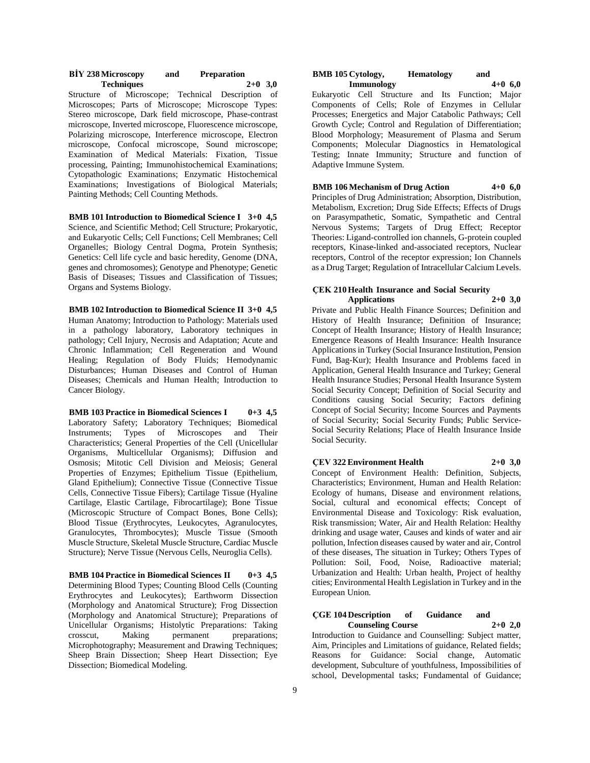**BİY 238 Microscopy and Preparation Techniques 2+0 3,0**

Structure of Microscope; Technical Description of Microscopes; Parts of Microscope; Microscope Types: Stereo microscope, Dark field microscope, Phase-contrast microscope, Inverted microscope, Fluorescence microscope, Polarizing microscope, Interference microscope, Electron microscope, Confocal microscope, Sound microscope; Examination of Medical Materials: Fixation, Tissue processing, Painting; Immunohistochemical Examinations; Cytopathologic Examinations; Enzymatic Histochemical Examinations; Investigations of Biological Materials; Painting Methods; Cell Counting Methods.

**BMB 101 Introduction to Biomedical Science I 3+0 4,5**

Science, and Scientific Method; Cell Structure; Prokaryotic, and Eukaryotic Cells; Cell Functions; Cell Membranes; Cell Organelles; Biology Central Dogma, Protein Synthesis; Genetics: Cell life cycle and basic heredity, Genome (DNA, genes and chromosomes); Genotype and Phenotype; Genetic Basis of Diseases; Tissues and Classification of Tissues; Organs and Systems Biology.

**BMB 102 Introduction to Biomedical Science II 3+0 4,5**

Human Anatomy; Introduction to Pathology: Materials used in a pathology laboratory, Laboratory techniques in pathology; Cell Injury, Necrosis and Adaptation; Acute and Chronic Inflammation; Cell Regeneration and Wound Healing; Regulation of Body Fluids; Hemodynamic Disturbances; Human Diseases and Control of Human Diseases; Chemicals and Human Health; Introduction to Cancer Biology.

**BMB 103 Practice in Biomedical Sciences I 0+3 4,5**

Laboratory Safety; Laboratory Techniques; Biomedical Instruments; Types of Microscopes and Their Characteristics; General Properties of the Cell (Unicellular Organisms, Multicellular Organisms); Diffusion and Osmosis; Mitotic Cell Division and Meiosis; General Properties of Enzymes; Epithelium Tissue (Epithelium, Gland Epithelium); Connective Tissue (Connective Tissue Cells, Connective Tissue Fibers); Cartilage Tissue (Hyaline Cartilage, Elastic Cartilage, Fibrocartilage); Bone Tissue (Microscopic Structure of Compact Bones, Bone Cells); Blood Tissue (Erythrocytes, Leukocytes, Agranulocytes, Granulocytes, Thrombocytes); Muscle Tissue (Smooth Muscle Structure, Skeletal Muscle Structure, Cardiac Muscle Structure); Nerve Tissue (Nervous Cells, Neuroglia Cells).

**BMB 104 Practice in Biomedical Sciences II 0+3 4,5**

Determining Blood Types; Counting Blood Cells (Counting Erythrocytes and Leukocytes); Earthworm Dissection (Morphology and Anatomical Structure); Frog Dissection (Morphology and Anatomical Structure); Preparations of Unicellular Organisms; Histolytic Preparations: Taking crosscut, Making permanent preparations; Microphotography; Measurement and Drawing Techniques; Sheep Brain Dissection; Sheep Heart Dissection; Eye Dissection; Biomedical Modeling.

**BMB 105 Cytology, Hematology and Immunology 4+0 6,0**

Eukaryotic Cell Structure and Its Function; Major Components of Cells; Role of Enzymes in Cellular Processes; Energetics and Major Catabolic Pathways; Cell Growth Cycle; Control and Regulation of Differentiation; Blood Morphology; Measurement of Plasma and Serum Components; Molecular Diagnostics in Hematological Testing; Innate Immunity; Structure and function of Adaptive Immune System.

**BMB 106 Mechanism of Drug Action 4+0 6,0**

Principles of Drug Administration; Absorption, Distribution, Metabolism, Excretion; Drug Side Effects; Effects of Drugs on Parasympathetic, Somatic, Sympathetic and Central Nervous Systems; Targets of Drug Effect; Receptor Theories: Ligand-controlled ion channels, G-protein coupled receptors, Kinase-linked and-associated receptors, Nuclear receptors, Control of the receptor expression; Ion Channels as a Drug Target; Regulation of Intracellular Calcium Levels.

**ÇEK 210 Health Insurance and Social Security Applications 2+0 3,0**

Private and Public Health Finance Sources; Definition and History of Health Insurance; Definition of Insurance; Concept of Health Insurance; History of Health Insurance; Emergence Reasons of Health Insurance: Health Insurance Applications in Turkey (Social Insurance Institution, Pension Fund, Bag-Kur); Health Insurance and Problems faced in Application, General Health Insurance and Turkey; General Health Insurance Studies; Personal Health Insurance System Social Security Concept; Definition of Social Security and Conditions causing Social Security; Factors defining Concept of Social Security; Income Sources and Payments of Social Security; Social Security Funds; Public Service-Social Security Relations; Place of Health Insurance Inside Social Security.

**ÇEV 322 Environment Health 2+0 3,0**

Concept of Environment Health: Definition, Subjects, Characteristics; Environment, Human and Health Relation: Ecology of humans, Disease and environment relations, Social, cultural and economical effects; Concept of Environmental Disease and Toxicology: Risk evaluation, Risk transmission; Water, Air and Health Relation: Healthy drinking and usage water, Causes and kinds of water and air pollution, Infection diseases caused by water and air, Control of these diseases, The situation in Turkey; Others Types of Pollution: Soil, Food, Noise, Radioactive material; Urbanization and Health: Urban health, Project of healthy cities; Environmental Health Legislation in Turkey and in the European Union.

**ÇGE 104 Description of Guidance and Counseling Course 2+0 2,0**

Introduction to Guidance and Counselling: Subject matter, Aim, Principles and Limitations of guidance, Related fields; Reasons for Guidance: Social change, Automatic development, Subculture of youthfulness, Impossibilities of school, Developmental tasks; Fundamental of Guidance;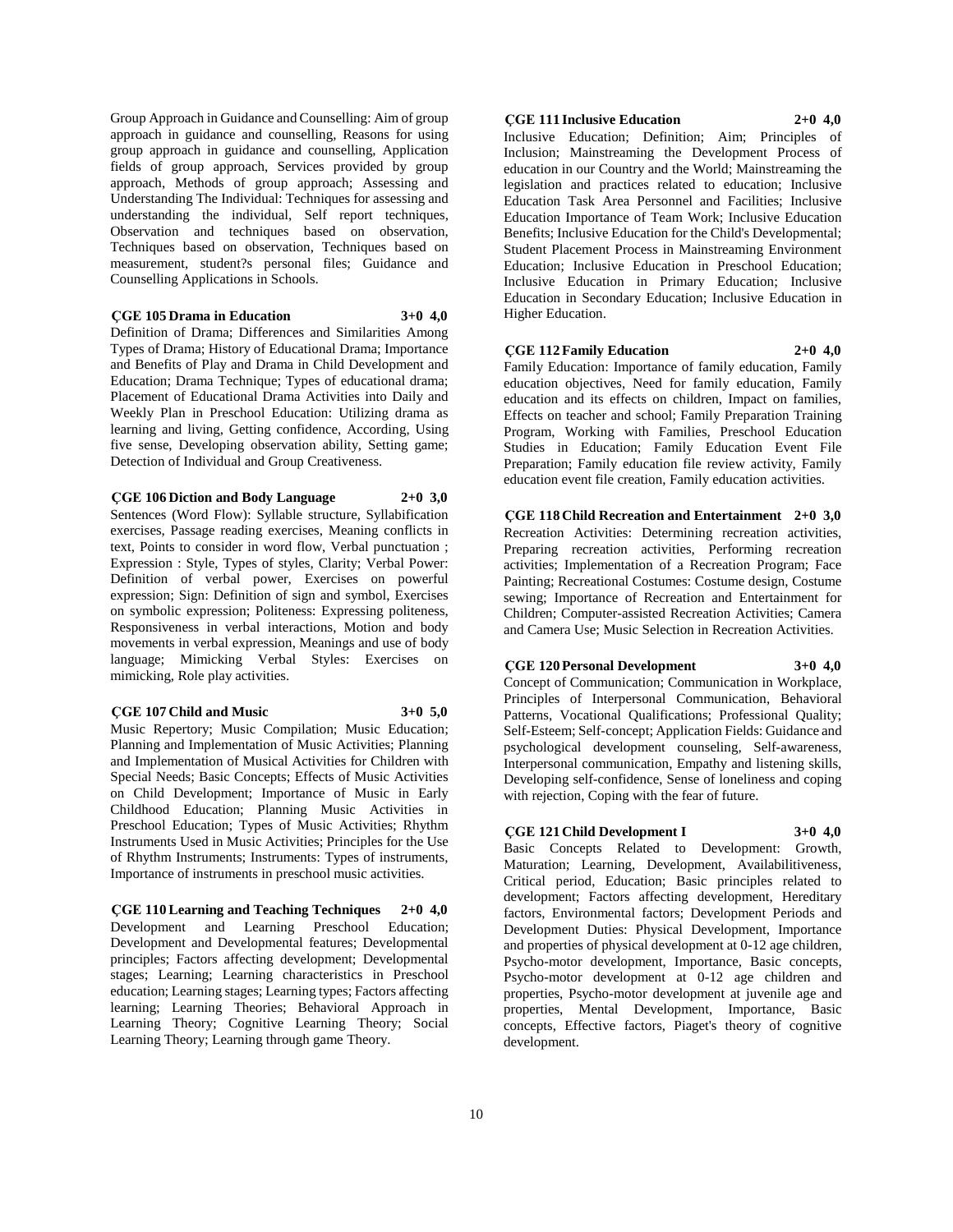Group Approach in Guidance and Counselling: Aim of group approach in guidance and counselling, Reasons for using group approach in guidance and counselling, Application fields of group approach, Services provided by group approach, Methods of group approach; Assessing and Understanding The Individual: Techniques for assessing and understanding the individual, Self report techniques, Observation and techniques based on observation, Techniques based on observation, Techniques based on measurement, student?s personal files; Guidance and Counselling Applications in Schools.

**ÇGE 105 Drama in Education 3+0 4,0**

Definition of Drama; Differences and Similarities Among Types of Drama; History of Educational Drama; Importance and Benefits of Play and Drama in Child Development and Education; Drama Technique; Types of educational drama; Placement of Educational Drama Activities into Daily and Weekly Plan in Preschool Education: Utilizing drama as learning and living, Getting confidence, According, Using five sense, Developing observation ability, Setting game; Detection of Individual and Group Creativeness.

**ÇGE 106 Diction and Body Language 2+0 3,0**

Sentences (Word Flow): Syllable structure, Syllabification exercises, Passage reading exercises, Meaning conflicts in text, Points to consider in word flow, Verbal punctuation ; Expression : Style, Types of styles, Clarity; Verbal Power: Definition of verbal power, Exercises on powerful expression; Sign: Definition of sign and symbol, Exercises on symbolic expression; Politeness: Expressing politeness, Responsiveness in verbal interactions, Motion and body movements in verbal expression, Meanings and use of body language; Mimicking Verbal Styles: Exercises on mimicking, Role play activities.

**ÇGE 107 Child and Music 3+0 5,0**

Music Repertory; Music Compilation; Music Education; Planning and Implementation of Music Activities; Planning and Implementation of Musical Activities for Children with Special Needs; Basic Concepts; Effects of Music Activities on Child Development; Importance of Music in Early Childhood Education; Planning Music Activities in Preschool Education; Types of Music Activities; Rhythm Instruments Used in Music Activities; Principles for the Use of Rhythm Instruments; Instruments: Types of instruments, Importance of instruments in preschool music activities.

**ÇGE 110 Learning and Teaching Techniques 2+0 4,0**

Development and Learning Preschool Education; Development and Developmental features; Developmental principles; Factors affecting development; Developmental stages; Learning; Learning characteristics in Preschool education; Learning stages; Learning types; Factors affecting learning; Learning Theories; Behavioral Approach in Learning Theory; Cognitive Learning Theory; Social Learning Theory; Learning through game Theory.

**ÇGE 111 Inclusive Education 2+0 4,0**

Inclusive Education; Definition; Aim; Principles of Inclusion; Mainstreaming the Development Process of education in our Country and the World; Mainstreaming the legislation and practices related to education; Inclusive Education Task Area Personnel and Facilities; Inclusive Education Importance of Team Work; Inclusive Education Benefits; Inclusive Education for the Child's Developmental; Student Placement Process in Mainstreaming Environment Education; Inclusive Education in Preschool Education; Inclusive Education in Primary Education; Inclusive Education in Secondary Education; Inclusive Education in Higher Education.

**ÇGE 112 Family Education 2+0 4,0**

Family Education: Importance of family education, Family education objectives, Need for family education, Family education and its effects on children, Impact on families, Effects on teacher and school; Family Preparation Training Program, Working with Families, Preschool Education Studies in Education; Family Education Event File Preparation; Family education file review activity, Family education event file creation, Family education activities.

**ÇGE 118 Child Recreation and Entertainment 2+0 3,0**

Recreation Activities: Determining recreation activities, Preparing recreation activities, Performing recreation activities; Implementation of a Recreation Program; Face Painting; Recreational Costumes: Costume design, Costume sewing; Importance of Recreation and Entertainment for Children; Computer-assisted Recreation Activities; Camera and Camera Use; Music Selection in Recreation Activities.

**ÇGE 120 Personal Development 3+0 4,0**

Concept of Communication; Communication in Workplace, Principles of Interpersonal Communication, Behavioral Patterns, Vocational Qualifications; Professional Quality; Self-Esteem; Self-concept; Application Fields: Guidance and psychological development counseling, Self-awareness, Interpersonal communication, Empathy and listening skills, Developing self-confidence, Sense of loneliness and coping with rejection, Coping with the fear of future.

**ÇGE 121 Child Development I 3+0 4,0**

Basic Concepts Related to Development: Growth, Maturation; Learning, Development, Availabilitiveness, Critical period, Education; Basic principles related to development; Factors affecting development, Hereditary factors, Environmental factors; Development Periods and Development Duties: Physical Development, Importance and properties of physical development at 0-12 age children, Psycho-motor development, Importance, Basic concepts, Psycho-motor development at 0-12 age children and properties, Psycho-motor development at juvenile age and properties, Mental Development, Importance, Basic concepts, Effective factors, Piaget's theory of cognitive development.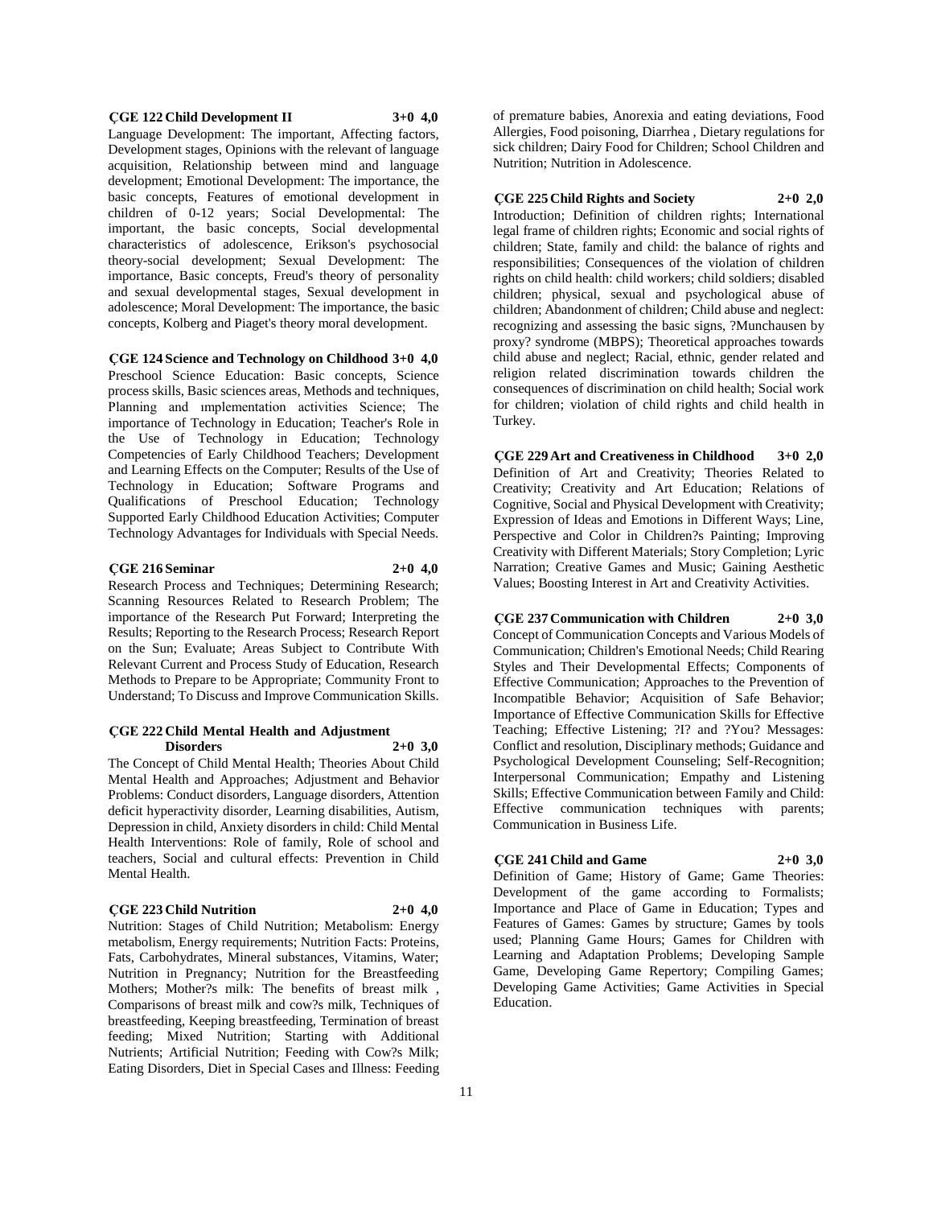**ÇGE 122 Child Development II 3+0 4,0**

Language Development: The important, Affecting factors, Development stages, Opinions with the relevant of language acquisition, Relationship between mind and language development; Emotional Development: The importance, the basic concepts, Features of emotional development in children of 0-12 years; Social Developmental: The important, the basic concepts, Social developmental characteristics of adolescence, Erikson's psychosocial theory-social development; Sexual Development: The importance, Basic concepts, Freud's theory of personality and sexual developmental stages, Sexual development in adolescence; Moral Development: The importance, the basic concepts, Kolberg and Piaget's theory moral development.

**ÇGE 124 Science and Technology on Childhood 3+0 4,0**

Preschool Science Education: Basic concepts, Science process skills, Basic sciences areas, Methods and techniques, Planning and ımplementation activities Science; The importance of Technology in Education; Teacher's Role in the Use of Technology in Education; Technology Competencies of Early Childhood Teachers; Development and Learning Effects on the Computer; Results of the Use of Technology in Education; Software Programs and Qualifications of Preschool Education; Technology Supported Early Childhood Education Activities; Computer Technology Advantages for Individuals with Special Needs.

**ÇGE 216 Seminar 2+0 4,0**

Research Process and Techniques; Determining Research; Scanning Resources Related to Research Problem; The importance of the Research Put Forward; Interpreting the Results; Reporting to the Research Process; Research Report on the Sun; Evaluate; Areas Subject to Contribute With Relevant Current and Process Study of Education, Research Methods to Prepare to be Appropriate; Community Front to Understand; To Discuss and Improve Communication Skills.

**ÇGE 222 Child Mental Health and Adjustment Disorders 2+0 3,0**

The Concept of Child Mental Health; Theories About Child Mental Health and Approaches; Adjustment and Behavior Problems: Conduct disorders, Language disorders, Attention deficit hyperactivity disorder, Learning disabilities, Autism, Depression in child, Anxiety disorders in child: Child Mental Health Interventions: Role of family, Role of school and teachers, Social and cultural effects: Prevention in Child Mental Health.

**ÇGE 223 Child Nutrition 2+0 4,0**

Nutrition: Stages of Child Nutrition; Metabolism: Energy metabolism, Energy requirements; Nutrition Facts: Proteins, Fats, Carbohydrates, Mineral substances, Vitamins, Water; Nutrition in Pregnancy; Nutrition for the Breastfeeding Mothers; Mother?s milk: The benefits of breast milk , Comparisons of breast milk and cow?s milk, Techniques of breastfeeding, Keeping breastfeeding, Termination of breast feeding; Mixed Nutrition; Starting with Additional Nutrients; Artificial Nutrition; Feeding with Cow?s Milk; Eating Disorders, Diet in Special Cases and Illness: Feeding of premature babies, Anorexia and eating deviations, Food Allergies, Food poisoning, Diarrhea , Dietary regulations for sick children; Dairy Food for Children; School Children and Nutrition; Nutrition in Adolescence.

**ÇGE 225 Child Rights and Society 2+0 2,0**

Introduction; Definition of children rights; International legal frame of children rights; Economic and social rights of children; State, family and child: the balance of rights and responsibilities; Consequences of the violation of children rights on child health: child workers; child soldiers; disabled children; physical, sexual and psychological abuse of children; Abandonment of children; Child abuse and neglect: recognizing and assessing the basic signs, ?Munchausen by proxy? syndrome (MBPS); Theoretical approaches towards child abuse and neglect; Racial, ethnic, gender related and religion related discrimination towards children the consequences of discrimination on child health; Social work for children; violation of child rights and child health in Turkey.

**ÇGE 229 Art and Creativeness in Childhood 3+0 2,0**

Definition of Art and Creativity; Theories Related to Creativity; Creativity and Art Education; Relations of Cognitive, Social and Physical Development with Creativity; Expression of Ideas and Emotions in Different Ways; Line, Perspective and Color in Children?s Painting; Improving Creativity with Different Materials; Story Completion; Lyric Narration; Creative Games and Music; Gaining Aesthetic Values; Boosting Interest in Art and Creativity Activities.

**ÇGE 237 Communication with Children 2+0 3,0**

Concept of Communication Concepts and Various Models of Communication; Children's Emotional Needs; Child Rearing Styles and Their Developmental Effects; Components of Effective Communication; Approaches to the Prevention of Incompatible Behavior; Acquisition of Safe Behavior; Importance of Effective Communication Skills for Effective Teaching; Effective Listening; ?I? and ?You? Messages: Conflict and resolution, Disciplinary methods; Guidance and Psychological Development Counseling; Self-Recognition; Interpersonal Communication; Empathy and Listening Skills; Effective Communication between Family and Child: Effective communication techniques with parents; Communication in Business Life.

**ÇGE 241 Child and Game 2+0 3,0**

Definition of Game; History of Game; Game Theories: Development of the game according to Formalists; Importance and Place of Game in Education; Types and Features of Games: Games by structure; Games by tools used; Planning Game Hours; Games for Children with Learning and Adaptation Problems; Developing Sample Game, Developing Game Repertory; Compiling Games; Developing Game Activities; Game Activities in Special Education.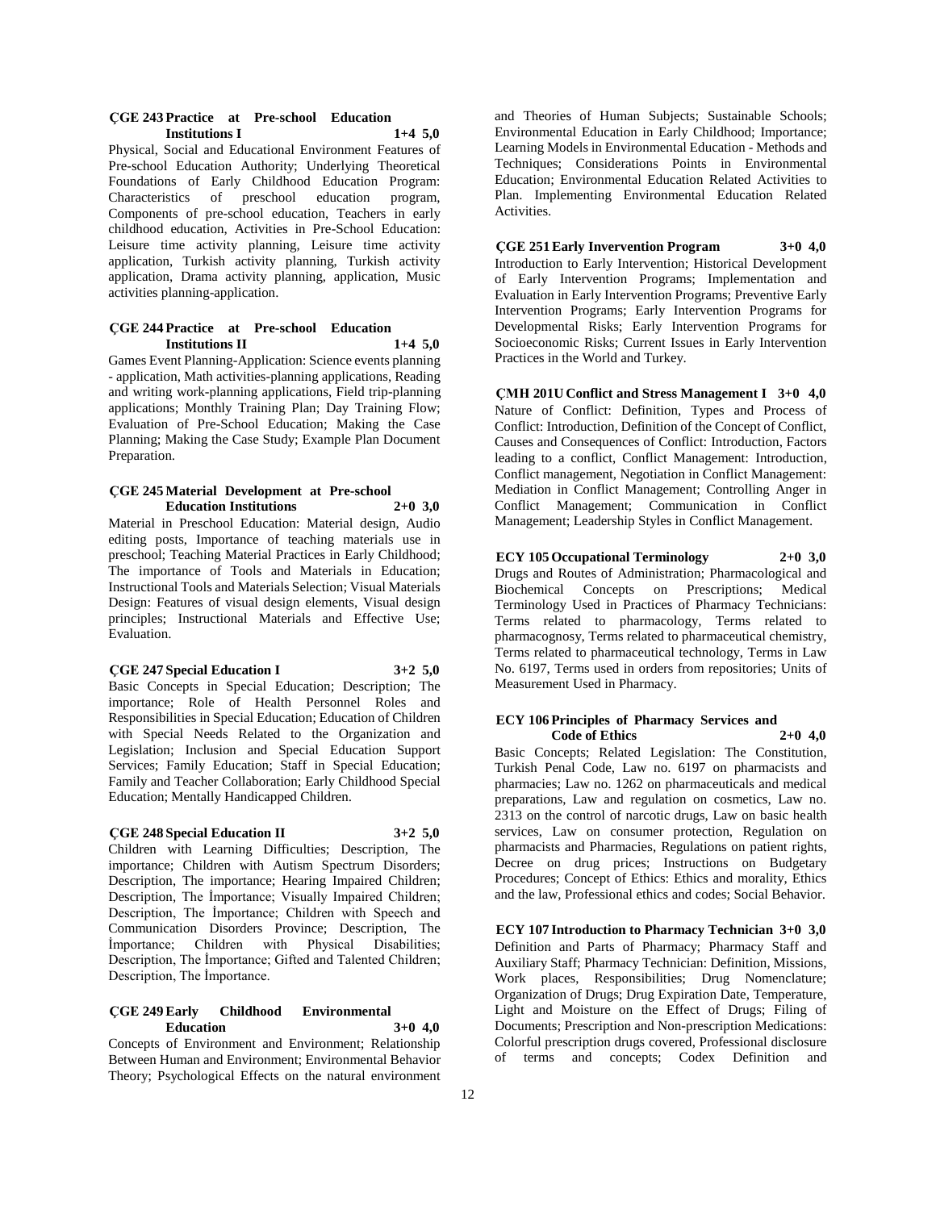**ÇGE 243 Practice at Pre-school Education Institutions I 1+4 5,0**

Physical, Social and Educational Environment Features of Pre-school Education Authority; Underlying Theoretical Foundations of Early Childhood Education Program: Characteristics of preschool education program, Components of pre-school education, Teachers in early childhood education, Activities in Pre-School Education: Leisure time activity planning, Leisure time activity application, Turkish activity planning, Turkish activity application, Drama activity planning, application, Music activities planning-application.

**ÇGE 244 Practice at Pre-school Education Institutions II 1+4 5,0**

Games Event Planning-Application: Science events planning - application, Math activities-planning applications, Reading and writing work-planning applications, Field trip-planning applications; Monthly Training Plan; Day Training Flow; Evaluation of Pre-School Education; Making the Case Planning; Making the Case Study; Example Plan Document Preparation.

**ÇGE 245 Material Development at Pre-school Education Institutions 2+0 3,0**

Material in Preschool Education: Material design, Audio editing posts, Importance of teaching materials use in preschool; Teaching Material Practices in Early Childhood; The importance of Tools and Materials in Education; Instructional Tools and Materials Selection; Visual Materials Design: Features of visual design elements, Visual design principles; Instructional Materials and Effective Use; Evaluation.

**ÇGE 247 Special Education I 3+2 5,0**

Basic Concepts in Special Education; Description; The importance; Role of Health Personnel Roles and Responsibilities in Special Education; Education of Children with Special Needs Related to the Organization and Legislation; Inclusion and Special Education Support Services; Family Education; Staff in Special Education; Family and Teacher Collaboration; Early Childhood Special Education; Mentally Handicapped Children.

**ÇGE 248 Special Education II 3+2 5,0**

Children with Learning Difficulties; Description, The importance; Children with Autism Spectrum Disorders; Description, The importance; Hearing Impaired Children; Description, The İmportance; Visually Impaired Children; Description, The İmportance; Children with Speech and Communication Disorders Province; Description, The İmportance; Children with Physical Disabilities; Description, The İmportance; Gifted and Talented Children; Description, The İmportance.

**ÇGE 249 Early Childhood Environmental Education 3+0 4,0**

Concepts of Environment and Environment; Relationship Between Human and Environment; Environmental Behavior Theory; Psychological Effects on the natural environment and Theories of Human Subjects; Sustainable Schools; Environmental Education in Early Childhood; Importance; Learning Models in Environmental Education - Methods and Techniques; Considerations Points in Environmental Education; Environmental Education Related Activities to Plan. Implementing Environmental Education Related Activities.

**ÇGE 251 Early Invervention Program 3+0 4,0**

Introduction to Early Intervention; Historical Development of Early Intervention Programs; Implementation and Evaluation in Early Intervention Programs; Preventive Early Intervention Programs; Early Intervention Programs for Developmental Risks; Early Intervention Programs for Socioeconomic Risks; Current Issues in Early Intervention Practices in the World and Turkey.

**ÇMH 201U Conflict and Stress Management I 3+0 4,0**

Nature of Conflict: Definition, Types and Process of Conflict: Introduction, Definition of the Concept of Conflict, Causes and Consequences of Conflict: Introduction, Factors leading to a conflict, Conflict Management: Introduction, Conflict management, Negotiation in Conflict Management: Mediation in Conflict Management; Controlling Anger in Conflict Management; Communication in Conflict Management; Leadership Styles in Conflict Management.

**ECY 105 Occupational Terminology 2+0 3,0**

Drugs and Routes of Administration; Pharmacological and Biochemical Concepts on Prescriptions; Medical Terminology Used in Practices of Pharmacy Technicians: Terms related to pharmacology, Terms related to pharmacognosy, Terms related to pharmaceutical chemistry, Terms related to pharmaceutical technology, Terms in Law No. 6197, Terms used in orders from repositories; Units of Measurement Used in Pharmacy.

**ECY 106 Principles of Pharmacy Services and Code of Ethics 2+0 4,0**

Basic Concepts; Related Legislation: The Constitution, Turkish Penal Code, Law no. 6197 on pharmacists and pharmacies; Law no. 1262 on pharmaceuticals and medical preparations, Law and regulation on cosmetics, Law no. 2313 on the control of narcotic drugs, Law on basic health services, Law on consumer protection, Regulation on pharmacists and Pharmacies, Regulations on patient rights, Decree on drug prices; Instructions on Budgetary Procedures; Concept of Ethics: Ethics and morality, Ethics and the law, Professional ethics and codes; Social Behavior.

**ECY 107 Introduction to Pharmacy Technician 3+0 3,0**

Definition and Parts of Pharmacy; Pharmacy Staff and Auxiliary Staff; Pharmacy Technician: Definition, Missions, Work places, Responsibilities; Drug Nomenclature; Organization of Drugs; Drug Expiration Date, Temperature, Light and Moisture on the Effect of Drugs; Filing of Documents; Prescription and Non-prescription Medications: Colorful prescription drugs covered, Professional disclosure of terms and concepts; Codex Definition and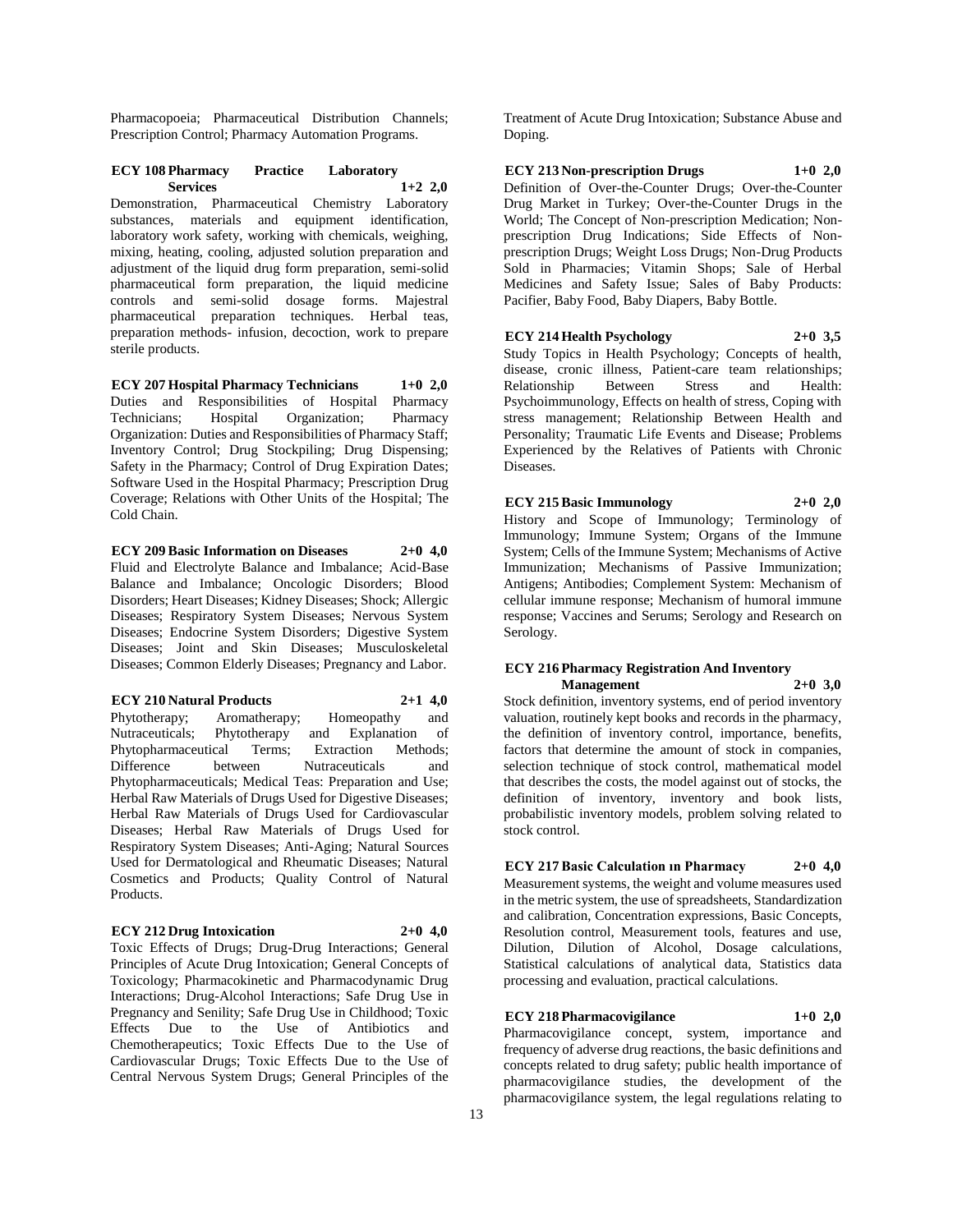Pharmacopoeia; Pharmaceutical Distribution Channels; Prescription Control; Pharmacy Automation Programs.

**ECY 108 Pharmacy Practice Laboratory Services 1+2 2,0**

Demonstration, Pharmaceutical Chemistry Laboratory substances, materials and equipment identification, laboratory work safety, working with chemicals, weighing, mixing, heating, cooling, adjusted solution preparation and adjustment of the liquid drug form preparation, semi-solid pharmaceutical form preparation, the liquid medicine controls and semi-solid dosage forms. Majestral pharmaceutical preparation techniques. Herbal teas, preparation methods- infusion, decoction, work to prepare sterile products.

**ECY 207 Hospital Pharmacy Technicians 1+0 2,0**

Duties and Responsibilities of Hospital Pharmacy Technicians; Hospital Organization; Pharmacy Organization: Duties and Responsibilities of Pharmacy Staff; Inventory Control; Drug Stockpiling; Drug Dispensing; Safety in the Pharmacy; Control of Drug Expiration Dates; Software Used in the Hospital Pharmacy; Prescription Drug Coverage; Relations with Other Units of the Hospital; The Cold Chain.

**ECY 209 Basic Information on Diseases 2+0 4,0**

Fluid and Electrolyte Balance and Imbalance; Acid-Base Balance and Imbalance; Oncologic Disorders; Blood Disorders; Heart Diseases; Kidney Diseases; Shock; Allergic Diseases; Respiratory System Diseases; Nervous System Diseases; Endocrine System Disorders; Digestive System Diseases; Joint and Skin Diseases; Musculoskeletal Diseases; Common Elderly Diseases; Pregnancy and Labor.

**ECY 210 Natural Products 2+1 4,0**

Phytotherapy; Aromatherapy; Homeopathy and Nutraceuticals; Phytotherapy and Explanation of Phytopharmaceutical Terms; Extraction Methods; Difference between Nutraceuticals and Phytopharmaceuticals; Medical Teas: Preparation and Use; Herbal Raw Materials of Drugs Used for Digestive Diseases; Herbal Raw Materials of Drugs Used for Cardiovascular Diseases; Herbal Raw Materials of Drugs Used for Respiratory System Diseases; Anti-Aging; Natural Sources Used for Dermatological and Rheumatic Diseases; Natural Cosmetics and Products; Quality Control of Natural Products.

**ECY 212 Drug Intoxication 2+0 4,0**

Toxic Effects of Drugs; Drug-Drug Interactions; General Principles of Acute Drug Intoxication; General Concepts of Toxicology; Pharmacokinetic and Pharmacodynamic Drug Interactions; Drug-Alcohol Interactions; Safe Drug Use in Pregnancy and Senility; Safe Drug Use in Childhood; Toxic Effects Due to the Use of Antibiotics and Chemotherapeutics; Toxic Effects Due to the Use of Cardiovascular Drugs; Toxic Effects Due to the Use of Central Nervous System Drugs; General Principles of the Treatment of Acute Drug Intoxication; Substance Abuse and Doping.

**ECY 213 Non-prescription Drugs 1+0 2,0**

Definition of Over-the-Counter Drugs; Over-the-Counter Drug Market in Turkey; Over-the-Counter Drugs in the World; The Concept of Non-prescription Medication; Non-prescription Drug Indications; Side Effects of Non-prescription Drugs; Weight Loss Drugs; Non-Drug Products Sold in Pharmacies; Vitamin Shops; Sale of Herbal Medicines and Safety Issue; Sales of Baby Products: Pacifier, Baby Food, Baby Diapers, Baby Bottle.

**ECY 214 Health Psychology 2+0 3,5**

Study Topics in Health Psychology; Concepts of health, disease, cronic illness, Patient-care team relationships; Relationship Between Stress and Health: Psychoimmunology, Effects on health of stress, Coping with stress management; Relationship Between Health and Personality; Traumatic Life Events and Disease; Problems Experienced by the Relatives of Patients with Chronic Diseases.

**ECY 215 Basic Immunology 2+0 2,0**

History and Scope of Immunology; Terminology of Immunology; Immune System; Organs of the Immune System; Cells of the Immune System; Mechanisms of Active Immunization; Mechanisms of Passive Immunization; Antigens; Antibodies; Complement System: Mechanism of cellular immune response; Mechanism of humoral immune response; Vaccines and Serums; Serology and Research on Serology.

**ECY 216 Pharmacy Registration And Inventory Management 2+0 3,0**

Stock definition, inventory systems, end of period inventory valuation, routinely kept books and records in the pharmacy, the definition of inventory control, importance, benefits, factors that determine the amount of stock in companies, selection technique of stock control, mathematical model that describes the costs, the model against out of stocks, the definition of inventory, inventory and book lists, probabilistic inventory models, problem solving related to stock control.

**ECY 217 Basic Calculation ın Pharmacy 2+0 4,0**

Measurement systems, the weight and volume measures used in the metric system, the use of spreadsheets, Standardization and calibration, Concentration expressions, Basic Concepts, Resolution control, Measurement tools, features and use, Dilution, Dilution of Alcohol, Dosage calculations, Statistical calculations of analytical data, Statistics data processing and evaluation, practical calculations.

**ECY 218 Pharmacovigilance 1+0 2,0**

Pharmacovigilance concept, system, importance and frequency of adverse drug reactions, the basic definitions and concepts related to drug safety; public health importance of pharmacovigilance studies, the development of the pharmacovigilance system, the legal regulations relating to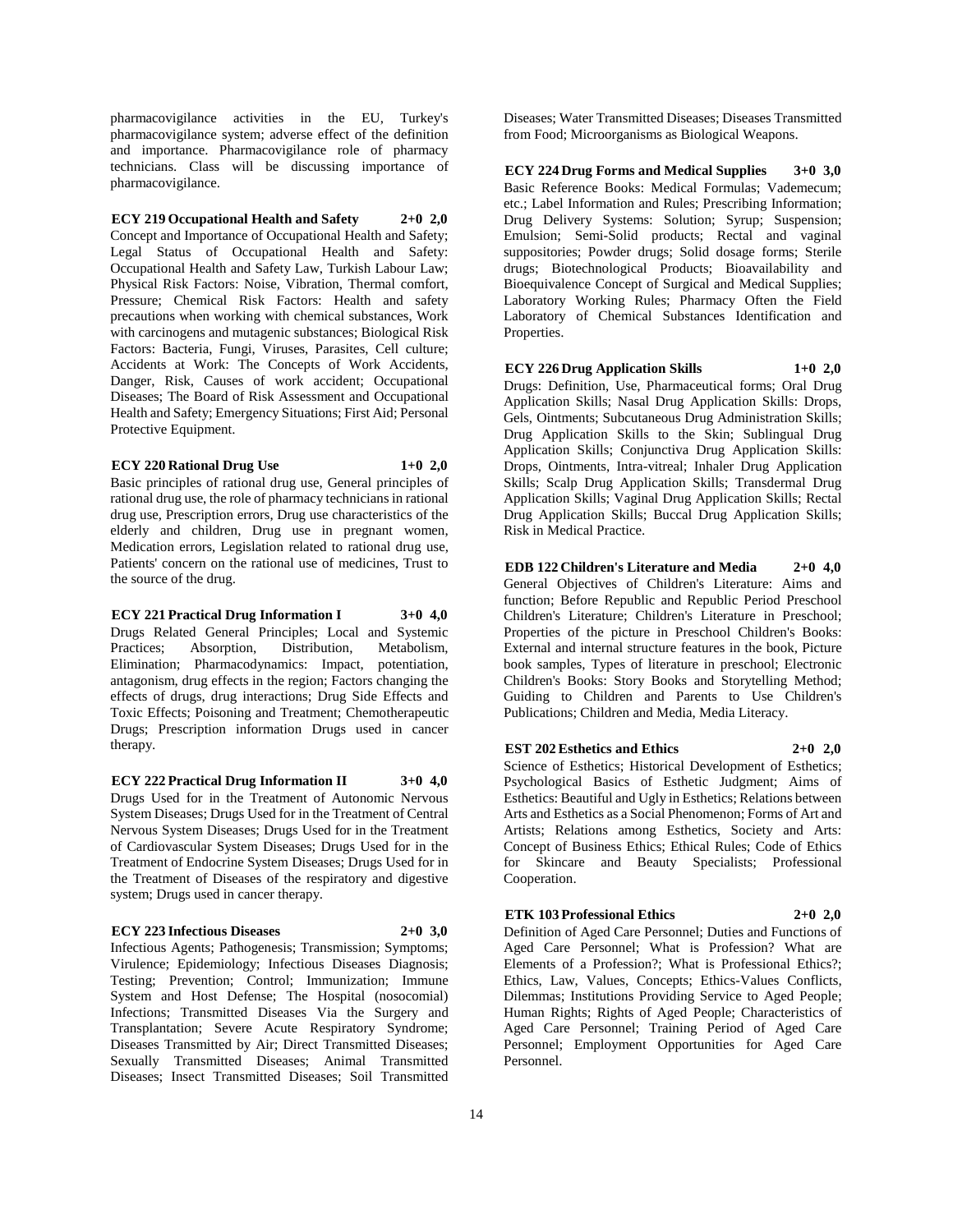pharmacovigilance activities in the EU, Turkey's pharmacovigilance system; adverse effect of the definition and importance. Pharmacovigilance role of pharmacy technicians. Class will be discussing importance of pharmacovigilance.

**ECY 219 Occupational Health and Safety 2+0 2,0**

Concept and Importance of Occupational Health and Safety; Legal Status of Occupational Health and Safety: Occupational Health and Safety Law, Turkish Labour Law; Physical Risk Factors: Noise, Vibration, Thermal comfort, Pressure; Chemical Risk Factors: Health and safety precautions when working with chemical substances, Work with carcinogens and mutagenic substances; Biological Risk Factors: Bacteria, Fungi, Viruses, Parasites, Cell culture; Accidents at Work: The Concepts of Work Accidents, Danger, Risk, Causes of work accident; Occupational Diseases; The Board of Risk Assessment and Occupational Health and Safety; Emergency Situations; First Aid; Personal Protective Equipment.

**ECY 220 Rational Drug Use 1+0 2,0**

Basic principles of rational drug use, General principles of rational drug use, the role of pharmacy technicians in rational drug use, Prescription errors, Drug use characteristics of the elderly and children, Drug use in pregnant women, Medication errors, Legislation related to rational drug use, Patients' concern on the rational use of medicines, Trust to the source of the drug.

**ECY 221 Practical Drug Information I 3+0 4,0**

Drugs Related General Principles; Local and Systemic Practices; Absorption, Distribution, Metabolism, Elimination; Pharmacodynamics: Impact, potentiation, antagonism, drug effects in the region; Factors changing the effects of drugs, drug interactions; Drug Side Effects and Toxic Effects; Poisoning and Treatment; Chemotherapeutic Drugs; Prescription information Drugs used in cancer therapy.

**ECY 222 Practical Drug Information II 3+0 4,0**

Drugs Used for in the Treatment of Autonomic Nervous System Diseases; Drugs Used for in the Treatment of Central Nervous System Diseases; Drugs Used for in the Treatment of Cardiovascular System Diseases; Drugs Used for in the Treatment of Endocrine System Diseases; Drugs Used for in the Treatment of Diseases of the respiratory and digestive system; Drugs used in cancer therapy.

**ECY 223 Infectious Diseases 2+0 3,0**

Infectious Agents; Pathogenesis; Transmission; Symptoms; Virulence; Epidemiology; Infectious Diseases Diagnosis; Testing; Prevention; Control; Immunization; Immune System and Host Defense; The Hospital (nosocomial) Infections; Transmitted Diseases Via the Surgery and Transplantation; Severe Acute Respiratory Syndrome; Diseases Transmitted by Air; Direct Transmitted Diseases; Sexually Transmitted Diseases; Animal Transmitted Diseases; Insect Transmitted Diseases; Soil Transmitted Diseases; Water Transmitted Diseases; Diseases Transmitted from Food; Microorganisms as Biological Weapons.

**ECY 224 Drug Forms and Medical Supplies 3+0 3,0**

Basic Reference Books: Medical Formulas; Vademecum; etc.; Label Information and Rules; Prescribing Information; Drug Delivery Systems: Solution; Syrup; Suspension; Emulsion; Semi-Solid products; Rectal and vaginal suppositories; Powder drugs; Solid dosage forms; Sterile drugs; Biotechnological Products; Bioavailability and Bioequivalence Concept of Surgical and Medical Supplies; Laboratory Working Rules; Pharmacy Often the Field Laboratory of Chemical Substances Identification and Properties.

**ECY 226 Drug Application Skills 1+0 2,0**

Drugs: Definition, Use, Pharmaceutical forms; Oral Drug Application Skills; Nasal Drug Application Skills: Drops, Gels, Ointments; Subcutaneous Drug Administration Skills; Drug Application Skills to the Skin; Sublingual Drug Application Skills; Conjunctiva Drug Application Skills: Drops, Ointments, Intra-vitreal; Inhaler Drug Application Skills; Scalp Drug Application Skills; Transdermal Drug Application Skills; Vaginal Drug Application Skills; Rectal Drug Application Skills; Buccal Drug Application Skills; Risk in Medical Practice.

**EDB 122 Children's Literature and Media 2+0 4,0**

General Objectives of Children's Literature: Aims and function; Before Republic and Republic Period Preschool Children's Literature; Children's Literature in Preschool; Properties of the picture in Preschool Children's Books: External and internal structure features in the book, Picture book samples, Types of literature in preschool; Electronic Children's Books: Story Books and Storytelling Method; Guiding to Children and Parents to Use Children's Publications; Children and Media, Media Literacy.

**EST 202 Esthetics and Ethics 2+0 2,0**

Science of Esthetics; Historical Development of Esthetics; Psychological Basics of Esthetic Judgment; Aims of Esthetics: Beautiful and Ugly in Esthetics; Relations between Arts and Esthetics as a Social Phenomenon; Forms of Art and Artists; Relations among Esthetics, Society and Arts: Concept of Business Ethics; Ethical Rules; Code of Ethics for Skincare and Beauty Specialists; Professional Cooperation.

**ETK 103 Professional Ethics 2+0 2,0**

Definition of Aged Care Personnel; Duties and Functions of Aged Care Personnel; What is Profession? What are Elements of a Profession?; What is Professional Ethics?; Ethics, Law, Values, Concepts; Ethics-Values Conflicts, Dilemmas; Institutions Providing Service to Aged People; Human Rights; Rights of Aged People; Characteristics of Aged Care Personnel; Training Period of Aged Care Personnel; Employment Opportunities for Aged Care Personnel.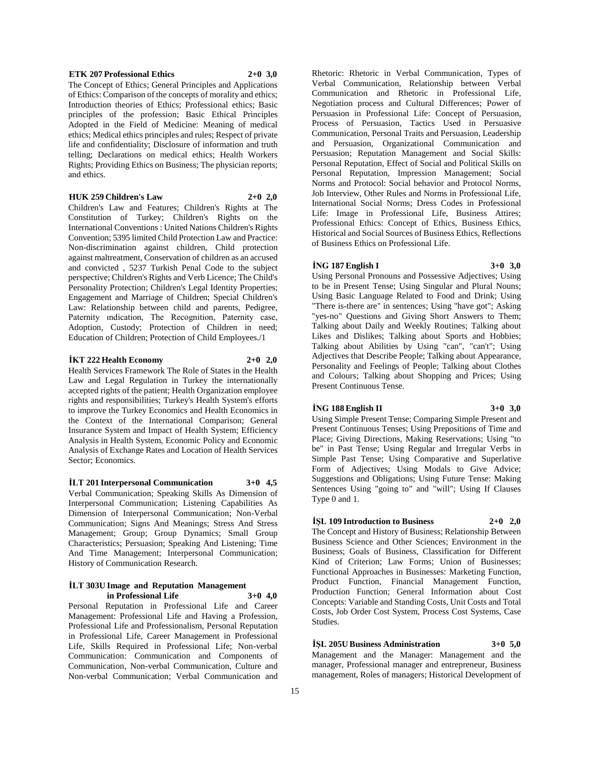**ETK 207 Professional Ethics 2+0 3,0**

The Concept of Ethics; General Principles and Applications of Ethics: Comparison of the concepts of morality and ethics; Introduction theories of Ethics; Professional ethics; Basic principles of the profession; Basic Ethical Principles Adopted in the Field of Medicine: Meaning of medical ethics; Medical ethics principles and rules; Respect of private life and confidentiality; Disclosure of information and truth telling; Declarations on medical ethics; Health Workers Rights; Providing Ethics on Business; The physician reports; and ethics.

**HUK 259 Children's Law 2+0 2,0**

Children's Law and Features; Children's Rights at The Constitution of Turkey; Children's Rights on the International Conventions : United Nations Children's Rights Convention; 5395 limited Child Protection Law and Practice: Non-discrimination against children, Child protection against maltreatment, Conservation of children as an accused and convicted , 5237 Turkish Penal Code to the subject perspective; Children's Rights and Verb Licence; The Child's Personality Protection; Children's Legal Identity Properties; Engagement and Marriage of Children; Special Children's Law: Relationship between child and parents, Pedigree, Paternity ındication, The Recognition, Paternity case, Adoption, Custody; Protection of Children in need; Education of Children; Protection of Child Employees./1

**İKT 222 Health Economy 2+0 2,0**

Health Services Framework The Role of States in the Health Law and Legal Regulation in Turkey the internationally accepted rights of the patient; Health Organization employee rights and responsibilities; Turkey's Health System's efforts to improve the Turkey Economics and Health Economics in the Context of the International Comparison; General Insurance System and Impact of Health System; Efficiency Analysis in Health System, Economic Policy and Economic Analysis of Exchange Rates and Location of Health Services Sector; Economics.

**İLT 201 Interpersonal Communication 3+0 4,5**

Verbal Communication; Speaking Skills As Dimension of Interpersonal Communication; Listening Capabilities As Dimension of Interpersonal Communication; Non-Verbal Communication; Signs And Meanings; Stress And Stress Management; Group; Group Dynamics; Small Group Characteristics; Persuasion; Speaking And Listening; Time And Time Management; Interpersonal Communication; History of Communication Research.

**İLT 303U Image and Reputation Management in Professional Life 3+0 4,0**

Personal Reputation in Professional Life and Career Management: Professional Life and Having a Profession, Professional Life and Professionalism, Personal Reputation in Professional Life, Career Management in Professional Life, Skills Required in Professional Life; Non-verbal Communication: Communication and Components of Communication, Non-verbal Communication, Culture and Non-verbal Communication; Verbal Communication and Rhetoric: Rhetoric in Verbal Communication, Types of Verbal Communication, Relationship between Verbal Communication and Rhetoric in Professional Life, Negotiation process and Cultural Differences; Power of Persuasion in Professional Life: Concept of Persuasion, Process of Persuasion, Tactics Used in Persuasive Communication, Personal Traits and Persuasion, Leadership and Persuasion, Organizational Communication and Persuasion; Reputation Management and Social Skills: Personal Reputation, Effect of Social and Political Skills on Personal Reputation, Impression Management; Social Norms and Protocol: Social behavior and Protocol Norms, Job Interview, Other Rules and Norms in Professional Life, International Social Norms; Dress Codes in Professional Life: Image in Professional Life, Business Attires; Professional Ethics: Concept of Ethics, Business Ethics, Historical and Social Sources of Business Ethics, Reflections of Business Ethics on Professional Life.

**İNG 187 English I 3+0 3,0**

Using Personal Pronouns and Possessive Adjectives; Using to be in Present Tense; Using Singular and Plural Nouns; Using Basic Language Related to Food and Drink; Using "There is-there are" in sentences; Using "have got"; Asking "yes-no" Questions and Giving Short Answers to Them; Talking about Daily and Weekly Routines; Talking about Likes and Dislikes; Talking about Sports and Hobbies; Talking about Abilities by Using "can", "can't"; Using Adjectives that Describe People; Talking about Appearance, Personality and Feelings of People; Talking about Clothes and Colours; Talking about Shopping and Prices; Using Present Continuous Tense.

**İNG 188 English II 3+0 3,0**

Using Simple Present Tense; Comparing Simple Present and Present Continuous Tenses; Using Prepositions of Time and Place; Giving Directions, Making Reservations; Using "to be" in Past Tense; Using Regular and Irregular Verbs in Simple Past Tense; Using Comparative and Superlative Form of Adjectives; Using Modals to Give Advice; Suggestions and Obligations; Using Future Tense: Making Sentences Using "going to" and "will"; Using If Clauses Type 0 and 1.

**İŞL 109 Introduction to Business 2+0 2,0**

The Concept and History of Business; Relationship Between Business Science and Other Sciences; Environment in the Business; Goals of Business, Classification for Different Kind of Criterion; Law Forms; Union of Businesses; Functional Approaches in Businesses: Marketing Function, Product Function, Financial Management Function, Production Function; General Information about Cost Concepts: Variable and Standing Costs, Unit Costs and Total Costs, Job Order Cost System, Process Cost Systems, Case Studies.

**İŞL 205U Business Administration 3+0 5,0**

Management and the Manager: Management and the manager, Professional manager and entrepreneur, Business management, Roles of managers; Historical Development of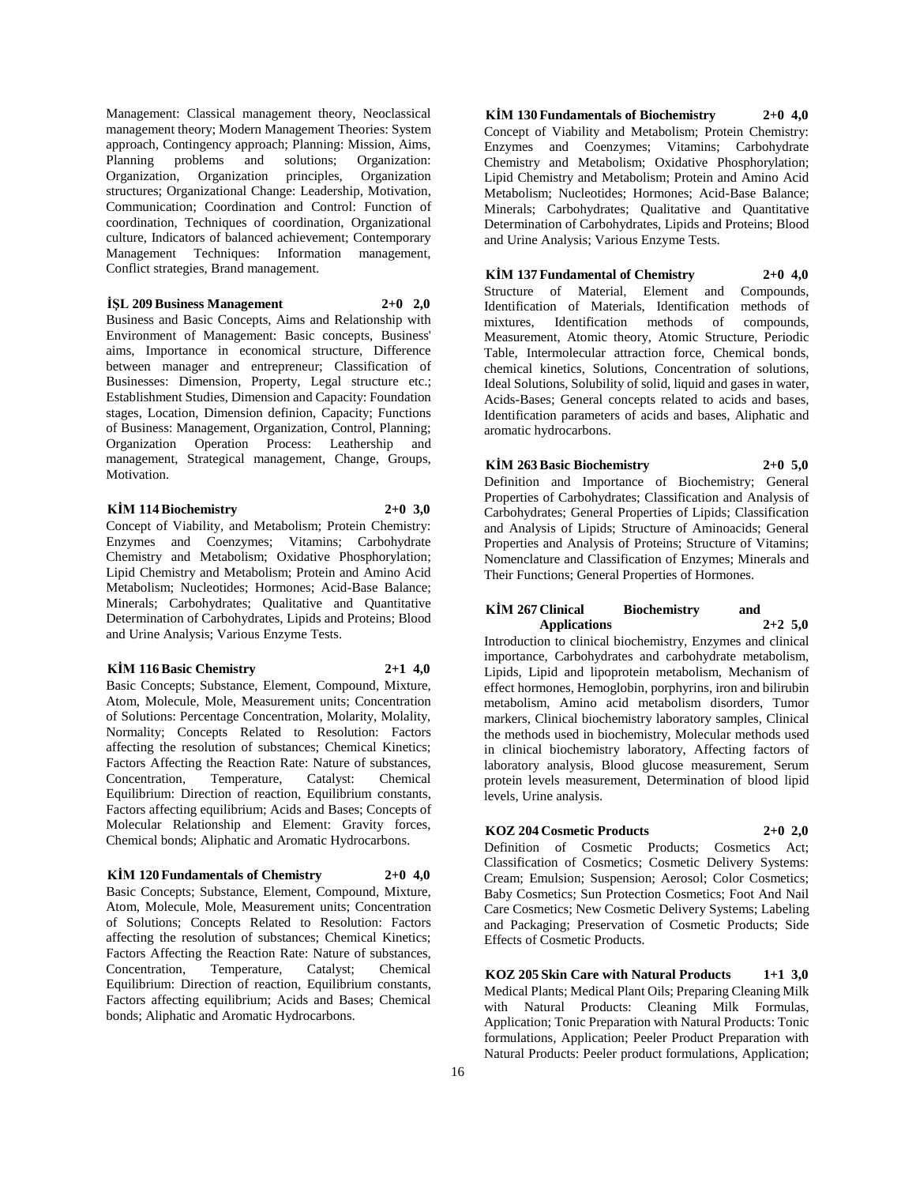Management: Classical management theory, Neoclassical management theory; Modern Management Theories: System approach, Contingency approach; Planning: Mission, Aims, Planning problems and solutions; Organization: Organization, Organization principles, Organization structures; Organizational Change: Leadership, Motivation, Communication; Coordination and Control: Function of coordination, Techniques of coordination, Organizational culture, Indicators of balanced achievement; Contemporary Management Techniques: Information management, Conflict strategies, Brand management.

**İŞL 209 Business Management 2+0 2,0**

Business and Basic Concepts, Aims and Relationship with Environment of Management: Basic concepts, Business' aims, Importance in economical structure, Difference between manager and entrepreneur; Classification of Businesses: Dimension, Property, Legal structure etc.; Establishment Studies, Dimension and Capacity: Foundation stages, Location, Dimension definion, Capacity; Functions of Business: Management, Organization, Control, Planning; Organization Operation Process: Leathership and management, Strategical management, Change, Groups, Motivation.

**KİM 114 Biochemistry 2+0 3,0**

Concept of Viability, and Metabolism; Protein Chemistry: Enzymes and Coenzymes; Vitamins; Carbohydrate Chemistry and Metabolism; Oxidative Phosphorylation; Lipid Chemistry and Metabolism; Protein and Amino Acid Metabolism; Nucleotides; Hormones; Acid-Base Balance; Minerals; Carbohydrates; Qualitative and Quantitative Determination of Carbohydrates, Lipids and Proteins; Blood and Urine Analysis; Various Enzyme Tests.

**KİM 116 Basic Chemistry 2+1 4,0**

Basic Concepts; Substance, Element, Compound, Mixture, Atom, Molecule, Mole, Measurement units; Concentration of Solutions: Percentage Concentration, Molarity, Molality, Normality; Concepts Related to Resolution: Factors affecting the resolution of substances; Chemical Kinetics; Factors Affecting the Reaction Rate: Nature of substances, Concentration, Temperature, Catalyst: Chemical Equilibrium: Direction of reaction, Equilibrium constants, Factors affecting equilibrium; Acids and Bases; Concepts of Molecular Relationship and Element: Gravity forces, Chemical bonds; Aliphatic and Aromatic Hydrocarbons.

**KİM 120 Fundamentals of Chemistry 2+0 4,0**

Basic Concepts; Substance, Element, Compound, Mixture, Atom, Molecule, Mole, Measurement units; Concentration of Solutions; Concepts Related to Resolution: Factors affecting the resolution of substances; Chemical Kinetics; Factors Affecting the Reaction Rate: Nature of substances, Concentration, Temperature, Catalyst; Chemical Equilibrium: Direction of reaction, Equilibrium constants, Factors affecting equilibrium; Acids and Bases; Chemical bonds; Aliphatic and Aromatic Hydrocarbons.

**KİM 130 Fundamentals of Biochemistry 2+0 4,0**

Concept of Viability and Metabolism; Protein Chemistry: Enzymes and Coenzymes; Vitamins; Carbohydrate Chemistry and Metabolism; Oxidative Phosphorylation; Lipid Chemistry and Metabolism; Protein and Amino Acid Metabolism; Nucleotides; Hormones; Acid-Base Balance; Minerals; Carbohydrates; Qualitative and Quantitative Determination of Carbohydrates, Lipids and Proteins; Blood and Urine Analysis; Various Enzyme Tests.

**KİM 137 Fundamental of Chemistry 2+0 4,0**

Structure of Material, Element and Compounds, Identification of Materials, Identification methods of mixtures, Identification methods of compounds, Measurement, Atomic theory, Atomic Structure, Periodic Table, Intermolecular attraction force, Chemical bonds, chemical kinetics, Solutions, Concentration of solutions, Ideal Solutions, Solubility of solid, liquid and gases in water, Acids-Bases; General concepts related to acids and bases, Identification parameters of acids and bases, Aliphatic and aromatic hydrocarbons.

**KİM 263 Basic Biochemistry 2+0 5,0**

Definition and Importance of Biochemistry; General Properties of Carbohydrates; Classification and Analysis of Carbohydrates; General Properties of Lipids; Classification and Analysis of Lipids; Structure of Aminoacids; General Properties and Analysis of Proteins; Structure of Vitamins; Nomenclature and Classification of Enzymes; Minerals and Their Functions; General Properties of Hormones.

**KİM 267 Clinical Biochemistry and Applications 2+2 5,0**

Introduction to clinical biochemistry, Enzymes and clinical importance, Carbohydrates and carbohydrate metabolism, Lipids, Lipid and lipoprotein metabolism, Mechanism of effect hormones, Hemoglobin, porphyrins, iron and bilirubin metabolism, Amino acid metabolism disorders, Tumor markers, Clinical biochemistry laboratory samples, Clinical the methods used in biochemistry, Molecular methods used in clinical biochemistry laboratory, Affecting factors of laboratory analysis, Blood glucose measurement, Serum protein levels measurement, Determination of blood lipid levels, Urine analysis.

**KOZ 204 Cosmetic Products 2+0 2,0**

Definition of Cosmetic Products; Cosmetics Act; Classification of Cosmetics; Cosmetic Delivery Systems: Cream; Emulsion; Suspension; Aerosol; Color Cosmetics; Baby Cosmetics; Sun Protection Cosmetics; Foot And Nail Care Cosmetics; New Cosmetic Delivery Systems; Labeling and Packaging; Preservation of Cosmetic Products; Side Effects of Cosmetic Products.

**KOZ 205 Skin Care with Natural Products 1+1 3,0**

Medical Plants; Medical Plant Oils; Preparing Cleaning Milk with Natural Products: Cleaning Milk Formulas, Application; Tonic Preparation with Natural Products: Tonic formulations, Application; Peeler Product Preparation with Natural Products: Peeler product formulations, Application;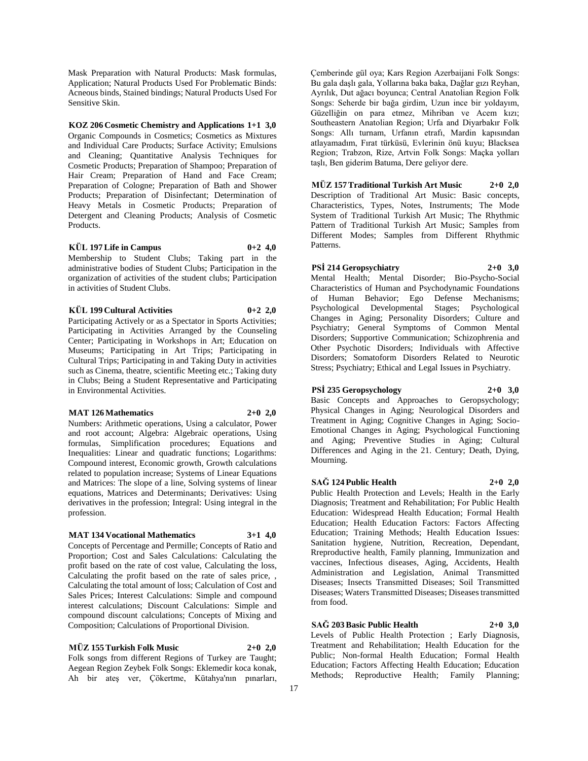Mask Preparation with Natural Products: Mask formulas, Application; Natural Products Used For Problematic Binds: Acneous binds, Stained bindings; Natural Products Used For Sensitive Skin.

**KOZ 206 Cosmetic Chemistry and Applications 1+1 3,0**
Organic Compounds in Cosmetics; Cosmetics as Mixtures and Individual Care Products; Surface Activity; Emulsions and Cleaning; Quantitative Analysis Techniques for Cosmetic Products; Preparation of Shampoo; Preparation of Hair Cream; Preparation of Hand and Face Cream; Preparation of Cologne; Preparation of Bath and Shower Products; Preparation of Disinfectant; Determination of Heavy Metals in Cosmetic Products; Preparation of Detergent and Cleaning Products; Analysis of Cosmetic Products.

**KÜL 197 Life in Campus 0+2 4,0**
Membership to Student Clubs; Taking part in the administrative bodies of Student Clubs; Participation in the organization of activities of the student clubs; Participation in activities of Student Clubs.

**KÜL 199 Cultural Activities 0+2 2,0**
Participating Actively or as a Spectator in Sports Activities; Participating in Activities Arranged by the Counseling Center; Participating in Workshops in Art; Education on Museums; Participating in Art Trips; Participating in Cultural Trips; Participating in and Taking Duty in activities such as Cinema, theatre, scientific Meeting etc.; Taking duty in Clubs; Being a Student Representative and Participating in Environmental Activities.

**MAT 126 Mathematics 2+0 2,0**
Numbers: Arithmetic operations, Using a calculator, Power and root account; Algebra: Algebraic operations, Using formulas, Simplification procedures; Equations and Inequalities: Linear and quadratic functions; Logarithms: Compound interest, Economic growth, Growth calculations related to population increase; Systems of Linear Equations and Matrices: The slope of a line, Solving systems of linear equations, Matrices and Determinants; Derivatives: Using derivatives in the profession; Integral: Using integral in the profession.

**MAT 134 Vocational Mathematics 3+1 4,0**
Concepts of Percentage and Permille; Concepts of Ratio and Proportion; Cost and Sales Calculations: Calculating the profit based on the rate of cost value, Calculating the loss, Calculating the profit based on the rate of sales price, , Calculating the total amount of loss; Calculation of Cost and Sales Prices; Interest Calculations: Simple and compound interest calculations; Discount Calculations: Simple and compound discount calculations; Concepts of Mixing and Composition; Calculations of Proportional Division.

**MÜZ 155 Turkish Folk Music 2+0 2,0**
Folk songs from different Regions of Turkey are Taught; Aegean Region Zeybek Folk Songs: Eklemedir koca konak, Ah bir ateş ver, Çökertme, Kütahya'nın pınarları, Çemberinde gül oya; Kars Region Azerbaijani Folk Songs: Bu gala daşlı gala, Yollarına baka baka, Dağlar gızı Reyhan, Ayrılık, Dut ağacı boyunca; Central Anatolian Region Folk Songs: Seherde bir bağa girdim, Uzun ince bir yoldayım, Güzelliğin on para etmez, Mihriban ve Acem kızı; Southeastern Anatolian Region; Urfa and Diyarbakır Folk Songs: Allı turnam, Urfanın etrafı, Mardin kapısından atlayamadım, Fırat türküsü, Evlerinin önü kuyu; Blacksea Region; Trabzon, Rize, Artvin Folk Songs: Maçka yolları taşlı, Ben giderim Batuma, Dere geliyor dere.

**MÜZ 157 Traditional Turkish Art Music 2+0 2,0**
Description of Traditional Art Music: Basic concepts, Characteristics, Types, Notes, Instruments; The Mode System of Traditional Turkish Art Music; The Rhythmic Pattern of Traditional Turkish Art Music; Samples from Different Modes; Samples from Different Rhythmic Patterns.

**PSİ 214 Geropsychiatry 2+0 3,0**
Mental Health; Mental Disorder; Bio-Psycho-Social Characteristics of Human and Psychodynamic Foundations of Human Behavior; Ego Defense Mechanisms; Psychological Developmental Stages; Psychological Changes in Aging; Personality Disorders; Culture and Psychiatry; General Symptoms of Common Mental Disorders; Supportive Communication; Schizophrenia and Other Psychotic Disorders; Individuals with Affective Disorders; Somatoform Disorders Related to Neurotic Stress; Psychiatry; Ethical and Legal Issues in Psychiatry.

**PSİ 235 Geropsychology 2+0 3,0**
Basic Concepts and Approaches to Geropsychology; Physical Changes in Aging; Neurological Disorders and Treatment in Aging; Cognitive Changes in Aging; Socio-Emotional Changes in Aging; Psychological Functioning and Aging; Preventive Studies in Aging; Cultural Differences and Aging in the 21. Century; Death, Dying, Mourning.

**SAĞ 124 Public Health 2+0 2,0**
Public Health Protection and Levels; Health in the Early Diagnosis; Treatment and Rehabilitation; For Public Health Education: Widespread Health Education; Formal Health Education; Health Education Factors: Factors Affecting Education; Training Methods; Health Education Issues: Sanitation hygiene, Nutrition, Recreation, Dependant, Rreproductive health, Family planning, Immunization and vaccines, Infectious diseases, Aging, Accidents, Health Administration and Legislation, Animal Transmitted Diseases; Insects Transmitted Diseases; Soil Transmitted Diseases; Waters Transmitted Diseases; Diseases transmitted from food.

**SAĞ 203 Basic Public Health 2+0 3,0**
Levels of Public Health Protection ; Early Diagnosis, Treatment and Rehabilitation; Health Education for the Public; Non-formal Health Education; Formal Health Education; Factors Affecting Health Education; Education Methods; Reproductive Health; Family Planning;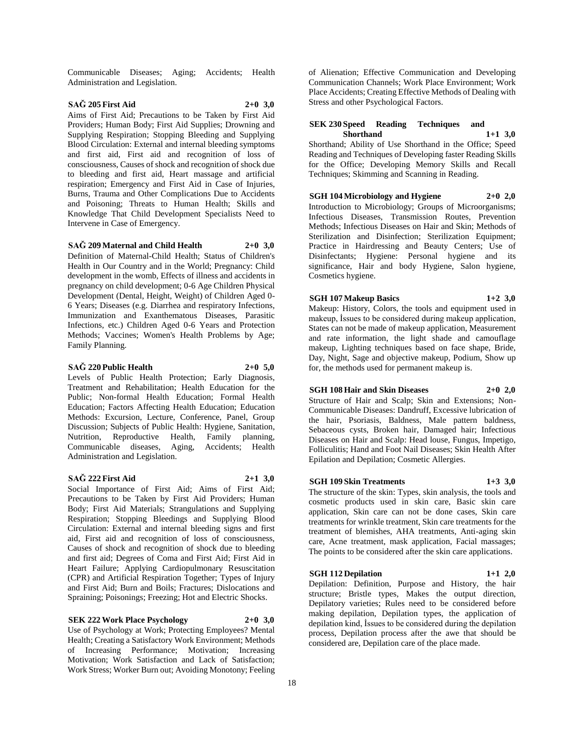Communicable Diseases; Aging; Accidents; Health Administration and Legislation.

**SAĞ 205 First Aid 2+0 3,0**

Aims of First Aid; Precautions to be Taken by First Aid Providers; Human Body; First Aid Supplies; Drowning and Supplying Respiration; Stopping Bleeding and Supplying Blood Circulation: External and internal bleeding symptoms and first aid, First aid and recognition of loss of consciousness, Causes of shock and recognition of shock due to bleeding and first aid, Heart massage and artificial respiration; Emergency and First Aid in Case of Injuries, Burns, Trauma and Other Complications Due to Accidents and Poisoning; Threats to Human Health; Skills and Knowledge That Child Development Specialists Need to Intervene in Case of Emergency.

**SAĞ 209 Maternal and Child Health 2+0 3,0**

Definition of Maternal-Child Health; Status of Children's Health in Our Country and in the World; Pregnancy: Child development in the womb, Effects of illness and accidents in pregnancy on child development; 0-6 Age Children Physical Development (Dental, Height, Weight) of Children Aged 0-6 Years; Diseases (e.g. Diarrhea and respiratory Infections, Immunization and Exanthematous Diseases, Parasitic Infections, etc.) Children Aged 0-6 Years and Protection Methods; Vaccines; Women's Health Problems by Age; Family Planning.

**SAĞ 220 Public Health 2+0 5,0**

Levels of Public Health Protection; Early Diagnosis, Treatment and Rehabilitation; Health Education for the Public; Non-formal Health Education; Formal Health Education; Factors Affecting Health Education; Education Methods: Excursion, Lecture, Conference, Panel, Group Discussion; Subjects of Public Health: Hygiene, Sanitation, Nutrition, Reproductive Health, Family planning, Communicable diseases, Aging, Accidents; Health Administration and Legislation.

**SAĞ 222 First Aid 2+1 3,0**

Social Importance of First Aid; Aims of First Aid; Precautions to be Taken by First Aid Providers; Human Body; First Aid Materials; Strangulations and Supplying Respiration; Stopping Bleedings and Supplying Blood Circulation: External and internal bleeding signs and first aid, First aid and recognition of loss of consciousness, Causes of shock and recognition of shock due to bleeding and first aid; Degrees of Coma and First Aid; First Aid in Heart Failure; Applying Cardiopulmonary Resuscitation (CPR) and Artificial Respiration Together; Types of Injury and First Aid; Burn and Boils; Fractures; Dislocations and Spraining; Poisonings; Freezing; Hot and Electric Shocks.

**SEK 222 Work Place Psychology 2+0 3,0**

Use of Psychology at Work; Protecting Employees? Mental Health; Creating a Satisfactory Work Environment; Methods of Increasing Performance; Motivation; Increasing Motivation; Work Satisfaction and Lack of Satisfaction; Work Stress; Worker Burn out; Avoiding Monotony; Feeling of Alienation; Effective Communication and Developing Communication Channels; Work Place Environment; Work Place Accidents; Creating Effective Methods of Dealing with Stress and other Psychological Factors.

**SEK 230 Speed Reading Techniques and Shorthand 1+1 3,0**

Shorthand; Ability of Use Shorthand in the Office; Speed Reading and Techniques of Developing faster Reading Skills for the Office; Developing Memory Skills and Recall Techniques; Skimming and Scanning in Reading.

**SGH 104 Microbiology and Hygiene 2+0 2,0**

Introduction to Microbiology; Groups of Microorganisms; Infectious Diseases, Transmission Routes, Prevention Methods; Infectious Diseases on Hair and Skin; Methods of Sterilization and Disinfection; Sterilization Equipment; Practice in Hairdressing and Beauty Centers; Use of Disinfectants; Hygiene: Personal hygiene and its significance, Hair and body Hygiene, Salon hygiene, Cosmetics hygiene.

**SGH 107 Makeup Basics 1+2 3,0**

Makeup: History, Colors, the tools and equipment used in makeup, İssues to be considered during makeup application, States can not be made of makeup application, Measurement and rate information, the light shade and camouflage makeup, Lighting techniques based on face shape, Bride, Day, Night, Sage and objective makeup, Podium, Show up for, the methods used for permanent makeup is.

**SGH 108 Hair and Skin Diseases 2+0 2,0**

Structure of Hair and Scalp; Skin and Extensions; Non-Communicable Diseases: Dandruff, Excessive lubrication of the hair, Psoriasis, Baldness, Male pattern baldness, Sebaceous cysts, Broken hair, Damaged hair; Infectious Diseases on Hair and Scalp: Head louse, Fungus, Impetigo, Folliculitis; Hand and Foot Nail Diseases; Skin Health After Epilation and Depilation; Cosmetic Allergies.

**SGH 109 Skin Treatments 1+3 3,0**

The structure of the skin: Types, skin analysis, the tools and cosmetic products used in skin care, Basic skin care application, Skin care can not be done cases, Skin care treatments for wrinkle treatment, Skin care treatments for the treatment of blemishes, AHA treatments, Anti-aging skin care, Acne treatment, mask application, Facial massages; The points to be considered after the skin care applications.

**SGH 112 Depilation 1+1 2,0**

Depilation: Definition, Purpose and History, the hair structure; Bristle types, Makes the output direction, Depilatory varieties; Rules need to be considered before making depilation, Depilation types, the application of depilation kind, İssues to be considered during the depilation process, Depilation process after the awe that should be considered are, Depilation care of the place made.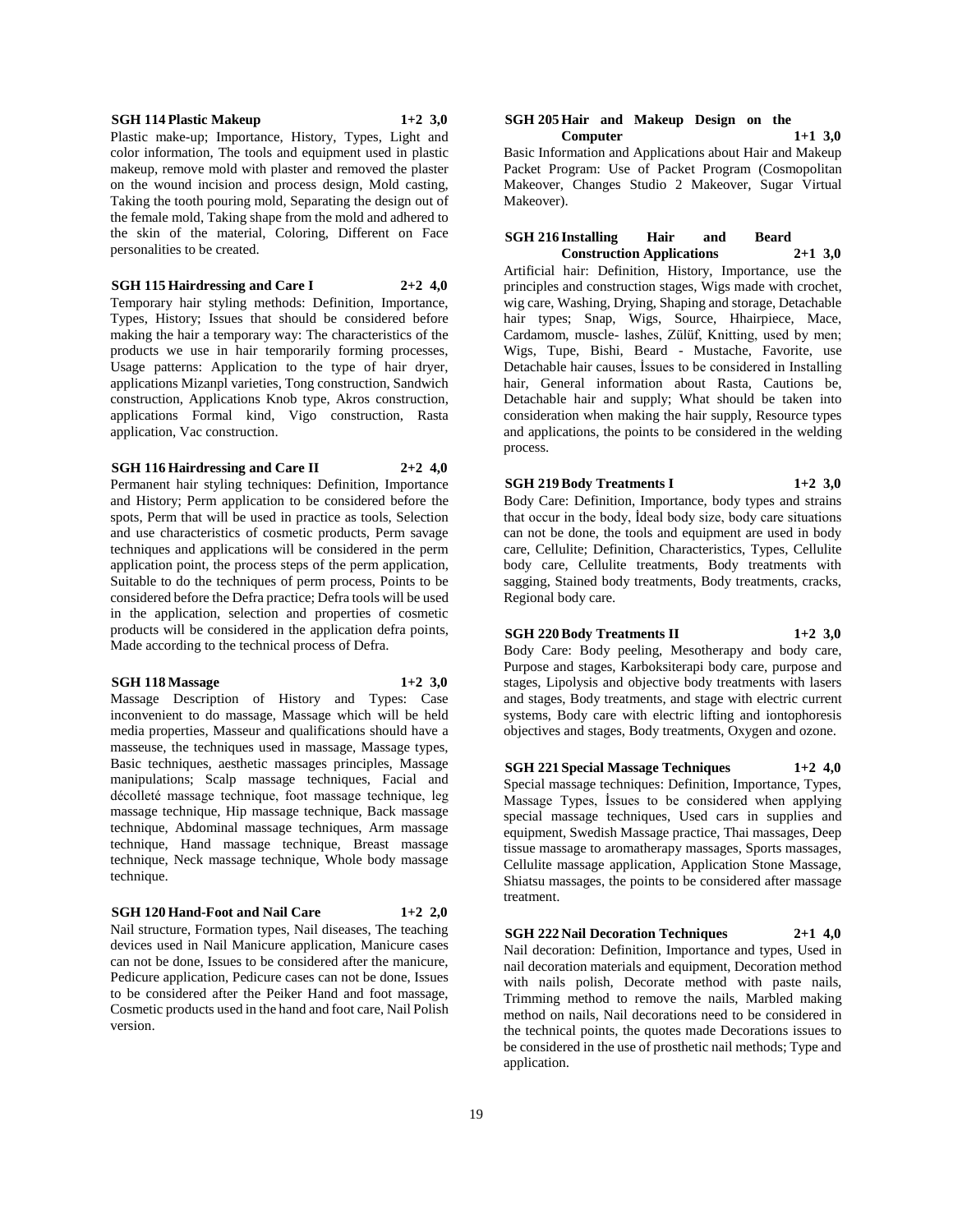**SGH 114 Plastic Makeup 1+2 3,0**

Plastic make-up; Importance, History, Types, Light and color information, The tools and equipment used in plastic makeup, remove mold with plaster and removed the plaster on the wound incision and process design, Mold casting, Taking the tooth pouring mold, Separating the design out of the female mold, Taking shape from the mold and adhered to the skin of the material, Coloring, Different on Face personalities to be created.

**SGH 115 Hairdressing and Care I 2+2 4,0**

Temporary hair styling methods: Definition, Importance, Types, History; Issues that should be considered before making the hair a temporary way: The characteristics of the products we use in hair temporarily forming processes, Usage patterns: Application to the type of hair dryer, applications Mizanpl varieties, Tong construction, Sandwich construction, Applications Knob type, Akros construction, applications Formal kind, Vigo construction, Rasta application, Vac construction.

**SGH 116 Hairdressing and Care II 2+2 4,0**

Permanent hair styling techniques: Definition, Importance and History; Perm application to be considered before the spots, Perm that will be used in practice as tools, Selection and use characteristics of cosmetic products, Perm savage techniques and applications will be considered in the perm application point, the process steps of the perm application, Suitable to do the techniques of perm process, Points to be considered before the Defra practice; Defra tools will be used in the application, selection and properties of cosmetic products will be considered in the application defra points, Made according to the technical process of Defra.

**SGH 118 Massage 1+2 3,0**

Massage Description of History and Types: Case inconvenient to do massage, Massage which will be held media properties, Masseur and qualifications should have a masseuse, the techniques used in massage, Massage types, Basic techniques, aesthetic massages principles, Massage manipulations; Scalp massage techniques, Facial and décolleté massage technique, foot massage technique, leg massage technique, Hip massage technique, Back massage technique, Abdominal massage techniques, Arm massage technique, Hand massage technique, Breast massage technique, Neck massage technique, Whole body massage technique.

**SGH 120 Hand-Foot and Nail Care 1+2 2,0**

Nail structure, Formation types, Nail diseases, The teaching devices used in Nail Manicure application, Manicure cases can not be done, Issues to be considered after the manicure, Pedicure application, Pedicure cases can not be done, Issues to be considered after the Peiker Hand and foot massage, Cosmetic products used in the hand and foot care, Nail Polish version.

**SGH 205 Hair and Makeup Design on the Computer 1+1 3,0**

Basic Information and Applications about Hair and Makeup Packet Program: Use of Packet Program (Cosmopolitan Makeover, Changes Studio 2 Makeover, Sugar Virtual Makeover).

**SGH 216 Installing Hair and Beard Construction Applications 2+1 3,0**

Artificial hair: Definition, History, Importance, use the principles and construction stages, Wigs made with crochet, wig care, Washing, Drying, Shaping and storage, Detachable hair types; Snap, Wigs, Source, Hhairpiece, Mace, Cardamom, muscle- lashes, Zülüf, Knitting, used by men; Wigs, Tupe, Bishi, Beard - Mustache, Favorite, use Detachable hair causes, İssues to be considered in Installing hair, General information about Rasta, Cautions be, Detachable hair and supply; What should be taken into consideration when making the hair supply, Resource types and applications, the points to be considered in the welding process.

**SGH 219 Body Treatments I 1+2 3,0**

Body Care: Definition, Importance, body types and strains that occur in the body, İdeal body size, body care situations can not be done, the tools and equipment are used in body care, Cellulite; Definition, Characteristics, Types, Cellulite body care, Cellulite treatments, Body treatments with sagging, Stained body treatments, Body treatments, cracks, Regional body care.

**SGH 220 Body Treatments II 1+2 3,0**

Body Care: Body peeling, Mesotherapy and body care, Purpose and stages, Karboksiterapi body care, purpose and stages, Lipolysis and objective body treatments with lasers and stages, Body treatments, and stage with electric current systems, Body care with electric lifting and iontophoresis objectives and stages, Body treatments, Oxygen and ozone.

**SGH 221 Special Massage Techniques 1+2 4,0**

Special massage techniques: Definition, Importance, Types, Massage Types, İssues to be considered when applying special massage techniques, Used cars in supplies and equipment, Swedish Massage practice, Thai massages, Deep tissue massage to aromatherapy massages, Sports massages, Cellulite massage application, Application Stone Massage, Shiatsu massages, the points to be considered after massage treatment.

**SGH 222 Nail Decoration Techniques 2+1 4,0**

Nail decoration: Definition, Importance and types, Used in nail decoration materials and equipment, Decoration method with nails polish, Decorate method with paste nails, Trimming method to remove the nails, Marbled making method on nails, Nail decorations need to be considered in the technical points, the quotes made Decorations issues to be considered in the use of prosthetic nail methods; Type and application.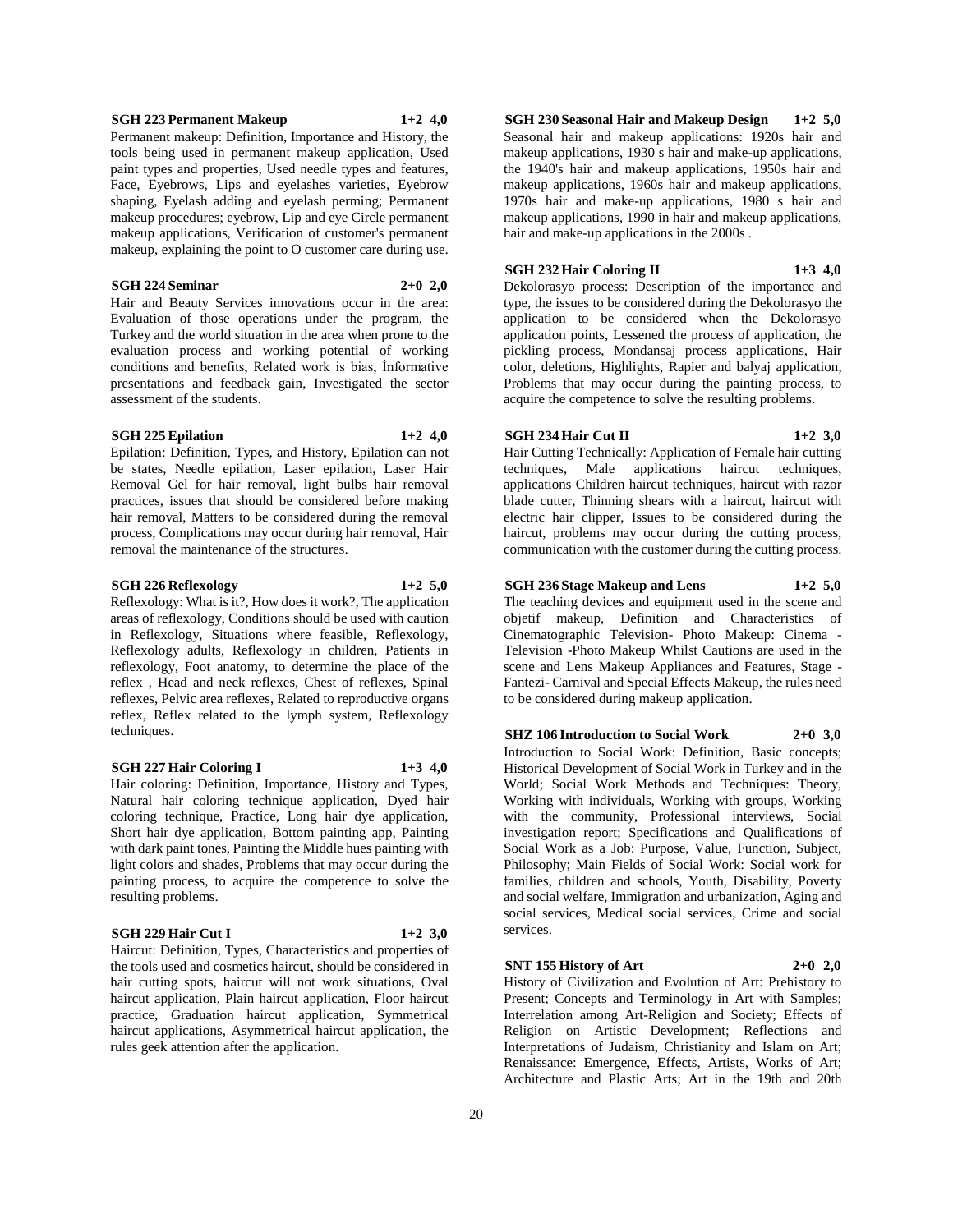**SGH 223 Permanent Makeup 1+2 4,0**

Permanent makeup: Definition, Importance and History, the tools being used in permanent makeup application, Used paint types and properties, Used needle types and features, Face, Eyebrows, Lips and eyelashes varieties, Eyebrow shaping, Eyelash adding and eyelash perming; Permanent makeup procedures; eyebrow, Lip and eye Circle permanent makeup applications, Verification of customer's permanent makeup, explaining the point to O customer care during use.

**SGH 224 Seminar 2+0 2,0**

Hair and Beauty Services innovations occur in the area: Evaluation of those operations under the program, the Turkey and the world situation in the area when prone to the evaluation process and working potential of working conditions and benefits, Related work is bias, İnformative presentations and feedback gain, Investigated the sector assessment of the students.

**SGH 225 Epilation 1+2 4,0**

Epilation: Definition, Types, and History, Epilation can not be states, Needle epilation, Laser epilation, Laser Hair Removal Gel for hair removal, light bulbs hair removal practices, issues that should be considered before making hair removal, Matters to be considered during the removal process, Complications may occur during hair removal, Hair removal the maintenance of the structures.

**SGH 226 Reflexology 1+2 5,0**

Reflexology: What is it?, How does it work?, The application areas of reflexology, Conditions should be used with caution in Reflexology, Situations where feasible, Reflexology, Reflexology adults, Reflexology in children, Patients in reflexology, Foot anatomy, to determine the place of the reflex , Head and neck reflexes, Chest of reflexes, Spinal reflexes, Pelvic area reflexes, Related to reproductive organs reflex, Reflex related to the lymph system, Reflexology techniques.

**SGH 227 Hair Coloring I 1+3 4,0**

Hair coloring: Definition, Importance, History and Types, Natural hair coloring technique application, Dyed hair coloring technique, Practice, Long hair dye application, Short hair dye application, Bottom painting app, Painting with dark paint tones, Painting the Middle hues painting with light colors and shades, Problems that may occur during the painting process, to acquire the competence to solve the resulting problems.

**SGH 229 Hair Cut I 1+2 3,0**

Haircut: Definition, Types, Characteristics and properties of the tools used and cosmetics haircut, should be considered in hair cutting spots, haircut will not work situations, Oval haircut application, Plain haircut application, Floor haircut practice, Graduation haircut application, Symmetrical haircut applications, Asymmetrical haircut application, the rules geek attention after the application.

**SGH 230 Seasonal Hair and Makeup Design 1+2 5,0**

Seasonal hair and makeup applications: 1920s hair and makeup applications, 1930 s hair and make-up applications, the 1940's hair and makeup applications, 1950s hair and makeup applications, 1960s hair and makeup applications, 1970s hair and make-up applications, 1980 s hair and makeup applications, 1990 in hair and makeup applications, hair and make-up applications in the 2000s .

**SGH 232 Hair Coloring II 1+3 4,0**

Dekolorasyo process: Description of the importance and type, the issues to be considered during the Dekolorasyo the application to be considered when the Dekolorasyo application points, Lessened the process of application, the pickling process, Mondansaj process applications, Hair color, deletions, Highlights, Rapier and balyaj application, Problems that may occur during the painting process, to acquire the competence to solve the resulting problems.

**SGH 234 Hair Cut II 1+2 3,0**

Hair Cutting Technically: Application of Female hair cutting techniques, Male applications haircut techniques, applications Children haircut techniques, haircut with razor blade cutter, Thinning shears with a haircut, haircut with electric hair clipper, Issues to be considered during the haircut, problems may occur during the cutting process, communication with the customer during the cutting process.

**SGH 236 Stage Makeup and Lens 1+2 5,0**

The teaching devices and equipment used in the scene and objetif makeup, Definition and Characteristics of Cinematographic Television- Photo Makeup: Cinema - Television -Photo Makeup Whilst Cautions are used in the scene and Lens Makeup Appliances and Features, Stage - Fantezi- Carnival and Special Effects Makeup, the rules need to be considered during makeup application.

**SHZ 106 Introduction to Social Work 2+0 3,0**

Introduction to Social Work: Definition, Basic concepts; Historical Development of Social Work in Turkey and in the World; Social Work Methods and Techniques: Theory, Working with individuals, Working with groups, Working with the community, Professional interviews, Social investigation report; Specifications and Qualifications of Social Work as a Job: Purpose, Value, Function, Subject, Philosophy; Main Fields of Social Work: Social work for families, children and schools, Youth, Disability, Poverty and social welfare, Immigration and urbanization, Aging and social services, Medical social services, Crime and social services.

**SNT 155 History of Art 2+0 2,0**

History of Civilization and Evolution of Art: Prehistory to Present; Concepts and Terminology in Art with Samples; Interrelation among Art-Religion and Society; Effects of Religion on Artistic Development; Reflections and Interpretations of Judaism, Christianity and Islam on Art; Renaissance: Emergence, Effects, Artists, Works of Art; Architecture and Plastic Arts; Art in the 19th and 20th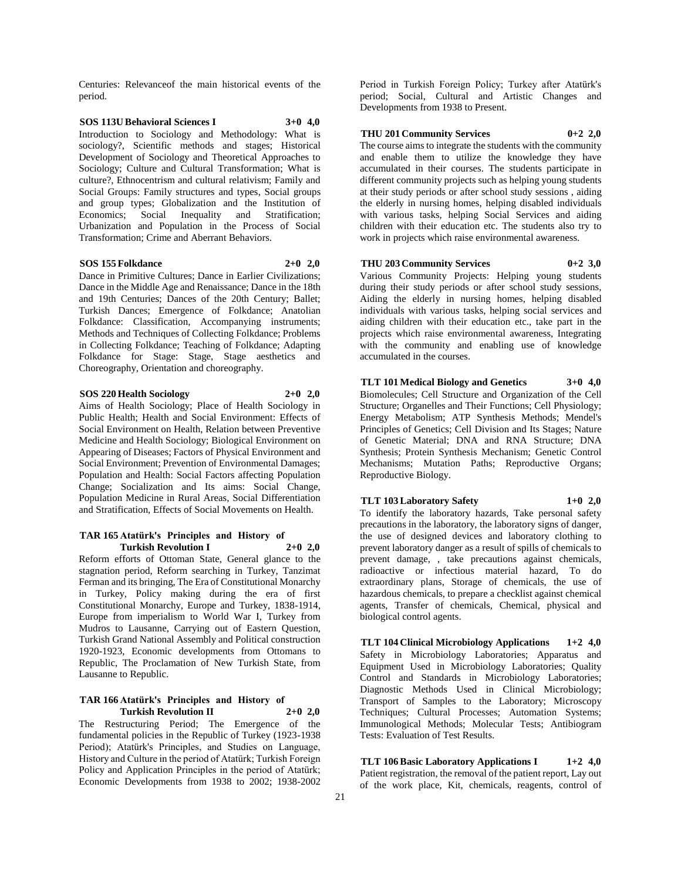Centuries: Relevanceof the main historical events of the period.

**SOS 113U Behavioral Sciences I 3+0 4,0**

Introduction to Sociology and Methodology: What is sociology?, Scientific methods and stages; Historical Development of Sociology and Theoretical Approaches to Sociology; Culture and Cultural Transformation; What is culture?, Ethnocentrism and cultural relativism; Family and Social Groups: Family structures and types, Social groups and group types; Globalization and the Institution of Economics; Social Inequality and Stratification; Urbanization and Population in the Process of Social Transformation; Crime and Aberrant Behaviors.

**SOS 155 Folkdance 2+0 2,0**

Dance in Primitive Cultures; Dance in Earlier Civilizations; Dance in the Middle Age and Renaissance; Dance in the 18th and 19th Centuries; Dances of the 20th Century; Ballet; Turkish Dances; Emergence of Folkdance; Anatolian Folkdance: Classification, Accompanying instruments; Methods and Techniques of Collecting Folkdance; Problems in Collecting Folkdance; Teaching of Folkdance; Adapting Folkdance for Stage: Stage, Stage aesthetics and Choreography, Orientation and choreography.

**SOS 220 Health Sociology 2+0 2,0**

Aims of Health Sociology; Place of Health Sociology in Public Health; Health and Social Environment: Effects of Social Environment on Health, Relation between Preventive Medicine and Health Sociology; Biological Environment on Appearing of Diseases; Factors of Physical Environment and Social Environment; Prevention of Environmental Damages; Population and Health: Social Factors affecting Population Change; Socialization and Its aims: Social Change, Population Medicine in Rural Areas, Social Differentiation and Stratification, Effects of Social Movements on Health.

**TAR 165 Atatürk's Principles and History of Turkish Revolution I 2+0 2,0**

Reform efforts of Ottoman State, General glance to the stagnation period, Reform searching in Turkey, Tanzimat Ferman and its bringing, The Era of Constitutional Monarchy in Turkey, Policy making during the era of first Constitutional Monarchy, Europe and Turkey, 1838-1914, Europe from imperialism to World War I, Turkey from Mudros to Lausanne, Carrying out of Eastern Question, Turkish Grand National Assembly and Political construction 1920-1923, Economic developments from Ottomans to Republic, The Proclamation of New Turkish State, from Lausanne to Republic.

**TAR 166 Atatürk's Principles and History of Turkish Revolution II 2+0 2,0**

The Restructuring Period; The Emergence of the fundamental policies in the Republic of Turkey (1923-1938 Period); Atatürk's Principles, and Studies on Language, History and Culture in the period of Atatürk; Turkish Foreign Policy and Application Principles in the period of Atatürk; Economic Developments from 1938 to 2002; 1938-2002 Period in Turkish Foreign Policy; Turkey after Atatürk's period; Social, Cultural and Artistic Changes and Developments from 1938 to Present.

**THU 201 Community Services 0+2 2,0**

The course aims to integrate the students with the community and enable them to utilize the knowledge they have accumulated in their courses. The students participate in different community projects such as helping young students at their study periods or after school study sessions , aiding the elderly in nursing homes, helping disabled individuals with various tasks, helping Social Services and aiding children with their education etc. The students also try to work in projects which raise environmental awareness.

**THU 203 Community Services 0+2 3,0**

Various Community Projects: Helping young students during their study periods or after school study sessions, Aiding the elderly in nursing homes, helping disabled individuals with various tasks, helping social services and aiding children with their education etc., take part in the projects which raise environmental awareness, Integrating with the community and enabling use of knowledge accumulated in the courses.

**TLT 101 Medical Biology and Genetics 3+0 4,0**

Biomolecules; Cell Structure and Organization of the Cell Structure; Organelles and Their Functions; Cell Physiology; Energy Metabolism; ATP Synthesis Methods; Mendel's Principles of Genetics; Cell Division and Its Stages; Nature of Genetic Material; DNA and RNA Structure; DNA Synthesis; Protein Synthesis Mechanism; Genetic Control Mechanisms; Mutation Paths; Reproductive Organs; Reproductive Biology.

**TLT 103 Laboratory Safety 1+0 2,0**

To identify the laboratory hazards, Take personal safety precautions in the laboratory, the laboratory signs of danger, the use of designed devices and laboratory clothing to prevent laboratory danger as a result of spills of chemicals to prevent damage, , take precautions against chemicals, radioactive or infectious material hazard, To do extraordinary plans, Storage of chemicals, the use of hazardous chemicals, to prepare a checklist against chemical agents, Transfer of chemicals, Chemical, physical and biological control agents.

**TLT 104 Clinical Microbiology Applications 1+2 4,0**

Safety in Microbiology Laboratories; Apparatus and Equipment Used in Microbiology Laboratories; Quality Control and Standards in Microbiology Laboratories; Diagnostic Methods Used in Clinical Microbiology; Transport of Samples to the Laboratory; Microscopy Techniques; Cultural Processes; Automation Systems; Immunological Methods; Molecular Tests; Antibiogram Tests: Evaluation of Test Results.

**TLT 106 Basic Laboratory Applications I 1+2 4,0**

Patient registration, the removal of the patient report, Lay out of the work place, Kit, chemicals, reagents, control of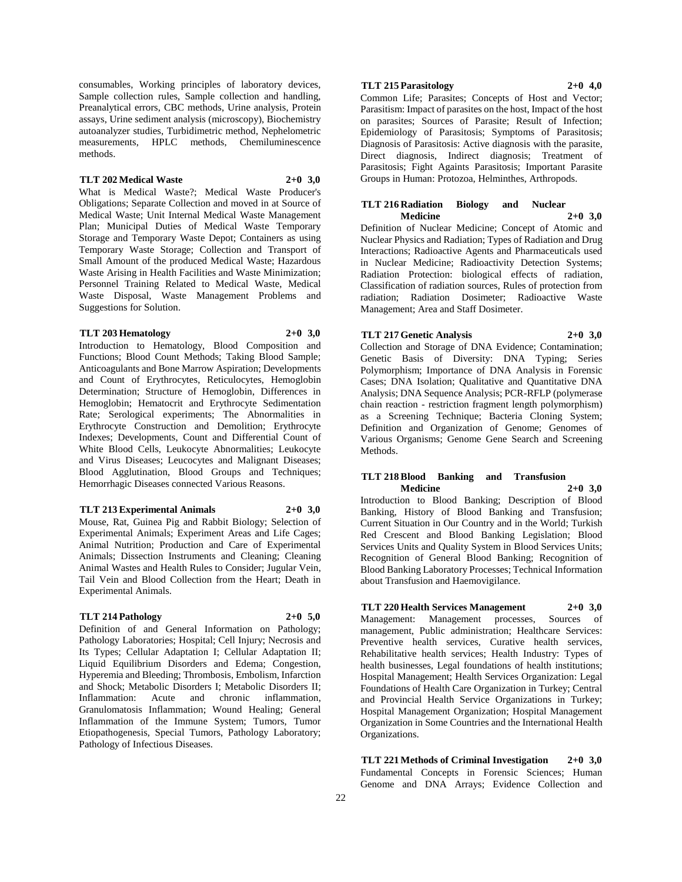consumables, Working principles of laboratory devices, Sample collection rules, Sample collection and handling, Preanalytical errors, CBC methods, Urine analysis, Protein assays, Urine sediment analysis (microscopy), Biochemistry autoanalyzer studies, Turbidimetric method, Nephelometric measurements, HPLC methods, Chemiluminescence methods.

**TLT 202 Medical Waste 2+0 3,0**

What is Medical Waste?; Medical Waste Producer's Obligations; Separate Collection and moved in at Source of Medical Waste; Unit Internal Medical Waste Management Plan; Municipal Duties of Medical Waste Temporary Storage and Temporary Waste Depot; Containers as using Temporary Waste Storage; Collection and Transport of Small Amount of the produced Medical Waste; Hazardous Waste Arising in Health Facilities and Waste Minimization; Personnel Training Related to Medical Waste, Medical Waste Disposal, Waste Management Problems and Suggestions for Solution.

**TLT 203 Hematology 2+0 3,0**

Introduction to Hematology, Blood Composition and Functions; Blood Count Methods; Taking Blood Sample; Anticoagulants and Bone Marrow Aspiration; Developments and Count of Erythrocytes, Reticulocytes, Hemoglobin Determination; Structure of Hemoglobin, Differences in Hemoglobin; Hematocrit and Erythrocyte Sedimentation Rate; Serological experiments; The Abnormalities in Erythrocyte Construction and Demolition; Erythrocyte Indexes; Developments, Count and Differential Count of White Blood Cells, Leukocyte Abnormalities; Leukocyte and Virus Diseases; Leucocytes and Malignant Diseases; Blood Agglutination, Blood Groups and Techniques; Hemorrhagic Diseases connected Various Reasons.

**TLT 213 Experimental Animals 2+0 3,0**

Mouse, Rat, Guinea Pig and Rabbit Biology; Selection of Experimental Animals; Experiment Areas and Life Cages; Animal Nutrition; Production and Care of Experimental Animals; Dissection Instruments and Cleaning; Cleaning Animal Wastes and Health Rules to Consider; Jugular Vein, Tail Vein and Blood Collection from the Heart; Death in Experimental Animals.

**TLT 214 Pathology 2+0 5,0**

Definition of and General Information on Pathology; Pathology Laboratories; Hospital; Cell Injury; Necrosis and Its Types; Cellular Adaptation I; Cellular Adaptation II; Liquid Equilibrium Disorders and Edema; Congestion, Hyperemia and Bleeding; Thrombosis, Embolism, Infarction and Shock; Metabolic Disorders I; Metabolic Disorders II; Inflammation: Acute and chronic inflammation, Granulomatosis Inflammation; Wound Healing; General Inflammation of the Immune System; Tumors, Tumor Etiopathogenesis, Special Tumors, Pathology Laboratory; Pathology of Infectious Diseases.

**TLT 215 Parasitology 2+0 4,0**

Common Life; Parasites; Concepts of Host and Vector; Parasitism: Impact of parasites on the host, Impact of the host on parasites; Sources of Parasite; Result of Infection; Epidemiology of Parasitosis; Symptoms of Parasitosis; Diagnosis of Parasitosis: Active diagnosis with the parasite, Direct diagnosis, Indirect diagnosis; Treatment of Parasitosis; Fight Againts Parasitosis; Important Parasite Groups in Human: Protozoa, Helminthes, Arthropods.

**TLT 216 Radiation Biology and Nuclear Medicine 2+0 3,0**

Definition of Nuclear Medicine; Concept of Atomic and Nuclear Physics and Radiation; Types of Radiation and Drug Interactions; Radioactive Agents and Pharmaceuticals used in Nuclear Medicine; Radioactivity Detection Systems; Radiation Protection: biological effects of radiation, Classification of radiation sources, Rules of protection from radiation; Radiation Dosimeter; Radioactive Waste Management; Area and Staff Dosimeter.

**TLT 217 Genetic Analysis 2+0 3,0**

Collection and Storage of DNA Evidence; Contamination; Genetic Basis of Diversity: DNA Typing; Series Polymorphism; Importance of DNA Analysis in Forensic Cases; DNA Isolation; Qualitative and Quantitative DNA Analysis; DNA Sequence Analysis; PCR-RFLP (polymerase chain reaction - restriction fragment length polymorphism) as a Screening Technique; Bacteria Cloning System; Definition and Organization of Genome; Genomes of Various Organisms; Genome Gene Search and Screening Methods.

**TLT 218 Blood Banking and Transfusion Medicine 2+0 3,0**

Introduction to Blood Banking; Description of Blood Banking, History of Blood Banking and Transfusion; Current Situation in Our Country and in the World; Turkish Red Crescent and Blood Banking Legislation; Blood Services Units and Quality System in Blood Services Units; Recognition of General Blood Banking; Recognition of Blood Banking Laboratory Processes; Technical Information about Transfusion and Haemovigilance.

**TLT 220 Health Services Management 2+0 3,0**

Management: Management processes, Sources of management, Public administration; Healthcare Services: Preventive health services, Curative health services, Rehabilitative health services; Health Industry: Types of health businesses, Legal foundations of health institutions; Hospital Management; Health Services Organization: Legal Foundations of Health Care Organization in Turkey; Central and Provincial Health Service Organizations in Turkey; Hospital Management Organization; Hospital Management Organization in Some Countries and the International Health Organizations.

**TLT 221 Methods of Criminal Investigation 2+0 3,0**

Fundamental Concepts in Forensic Sciences; Human Genome and DNA Arrays; Evidence Collection and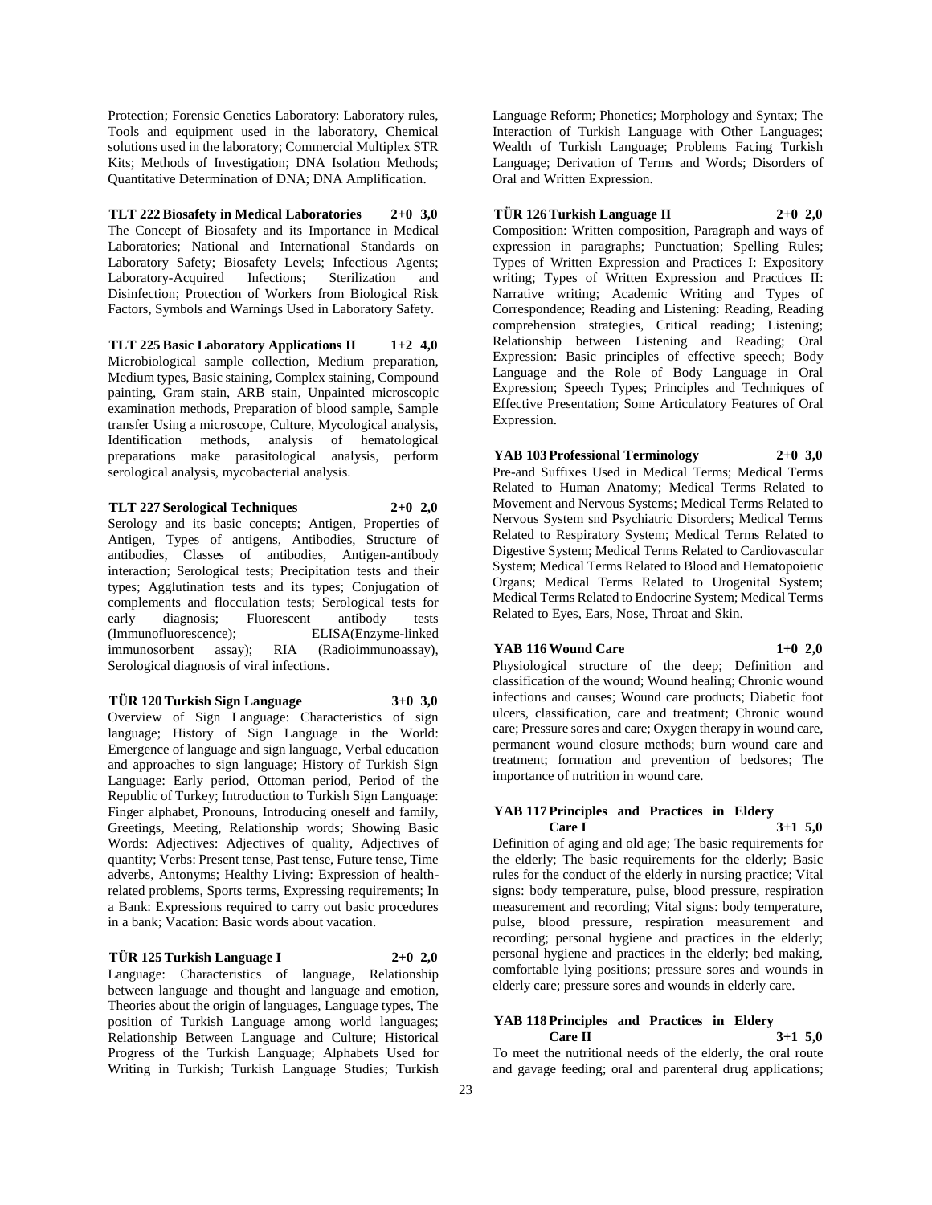Protection; Forensic Genetics Laboratory: Laboratory rules, Tools and equipment used in the laboratory, Chemical solutions used in the laboratory; Commercial Multiplex STR Kits; Methods of Investigation; DNA Isolation Methods; Quantitative Determination of DNA; DNA Amplification.

**TLT 222 Biosafety in Medical Laboratories 2+0 3,0**
The Concept of Biosafety and its Importance in Medical Laboratories; National and International Standards on Laboratory Safety; Biosafety Levels; Infectious Agents; Laboratory-Acquired Infections; Sterilization and Disinfection; Protection of Workers from Biological Risk Factors, Symbols and Warnings Used in Laboratory Safety.

**TLT 225 Basic Laboratory Applications II 1+2 4,0**
Microbiological sample collection, Medium preparation, Medium types, Basic staining, Complex staining, Compound painting, Gram stain, ARB stain, Unpainted microscopic examination methods, Preparation of blood sample, Sample transfer Using a microscope, Culture, Mycological analysis, Identification methods, analysis of hematological preparations make parasitological analysis, perform serological analysis, mycobacterial analysis.

**TLT 227 Serological Techniques 2+0 2,0**
Serology and its basic concepts; Antigen, Properties of Antigen, Types of antigens, Antibodies, Structure of antibodies, Classes of antibodies, Antigen-antibody interaction; Serological tests; Precipitation tests and their types; Agglutination tests and its types; Conjugation of complements and flocculation tests; Serological tests for early diagnosis; Fluorescent antibody tests (Immunofluorescence); ELISA(Enzyme-linked immunosorbent assay); RIA (Radioimmunoassay), Serological diagnosis of viral infections.

**TÜR 120 Turkish Sign Language 3+0 3,0**
Overview of Sign Language: Characteristics of sign language; History of Sign Language in the World: Emergence of language and sign language, Verbal education and approaches to sign language; History of Turkish Sign Language: Early period, Ottoman period, Period of the Republic of Turkey; Introduction to Turkish Sign Language: Finger alphabet, Pronouns, Introducing oneself and family, Greetings, Meeting, Relationship words; Showing Basic Words: Adjectives: Adjectives of quality, Adjectives of quantity; Verbs: Present tense, Past tense, Future tense, Time adverbs, Antonyms; Healthy Living: Expression of health-related problems, Sports terms, Expressing requirements; In a Bank: Expressions required to carry out basic procedures in a bank; Vacation: Basic words about vacation.

**TÜR 125 Turkish Language I 2+0 2,0**
Language: Characteristics of language, Relationship between language and thought and language and emotion, Theories about the origin of languages, Language types, The position of Turkish Language among world languages; Relationship Between Language and Culture; Historical Progress of the Turkish Language; Alphabets Used for Writing in Turkish; Turkish Language Studies; Turkish Language Reform; Phonetics; Morphology and Syntax; The Interaction of Turkish Language with Other Languages; Wealth of Turkish Language; Problems Facing Turkish Language; Derivation of Terms and Words; Disorders of Oral and Written Expression.

**TÜR 126 Turkish Language II 2+0 2,0**
Composition: Written composition, Paragraph and ways of expression in paragraphs; Punctuation; Spelling Rules; Types of Written Expression and Practices I: Expository writing; Types of Written Expression and Practices II: Narrative writing; Academic Writing and Types of Correspondence; Reading and Listening: Reading, Reading comprehension strategies, Critical reading; Listening; Relationship between Listening and Reading; Oral Expression: Basic principles of effective speech; Body Language and the Role of Body Language in Oral Expression; Speech Types; Principles and Techniques of Effective Presentation; Some Articulatory Features of Oral Expression.

**YAB 103 Professional Terminology 2+0 3,0**
Pre-and Suffixes Used in Medical Terms; Medical Terms Related to Human Anatomy; Medical Terms Related to Movement and Nervous Systems; Medical Terms Related to Nervous System snd Psychiatric Disorders; Medical Terms Related to Respiratory System; Medical Terms Related to Digestive System; Medical Terms Related to Cardiovascular System; Medical Terms Related to Blood and Hematopoietic Organs; Medical Terms Related to Urogenital System; Medical Terms Related to Endocrine System; Medical Terms Related to Eyes, Ears, Nose, Throat and Skin.

**YAB 116 Wound Care 1+0 2,0**
Physiological structure of the deep; Definition and classification of the wound; Wound healing; Chronic wound infections and causes; Wound care products; Diabetic foot ulcers, classification, care and treatment; Chronic wound care; Pressure sores and care; Oxygen therapy in wound care, permanent wound closure methods; burn wound care and treatment; formation and prevention of bedsores; The importance of nutrition in wound care.

**YAB 117 Principles and Practices in Eldery Care I 3+1 5,0**
Definition of aging and old age; The basic requirements for the elderly; The basic requirements for the elderly; Basic rules for the conduct of the elderly in nursing practice; Vital signs: body temperature, pulse, blood pressure, respiration measurement and recording; Vital signs: body temperature, pulse, blood pressure, respiration measurement and recording; personal hygiene and practices in the elderly; personal hygiene and practices in the elderly; bed making, comfortable lying positions; pressure sores and wounds in elderly care; pressure sores and wounds in elderly care.

**YAB 118 Principles and Practices in Eldery Care II 3+1 5,0**
To meet the nutritional needs of the elderly, the oral route and gavage feeding; oral and parenteral drug applications;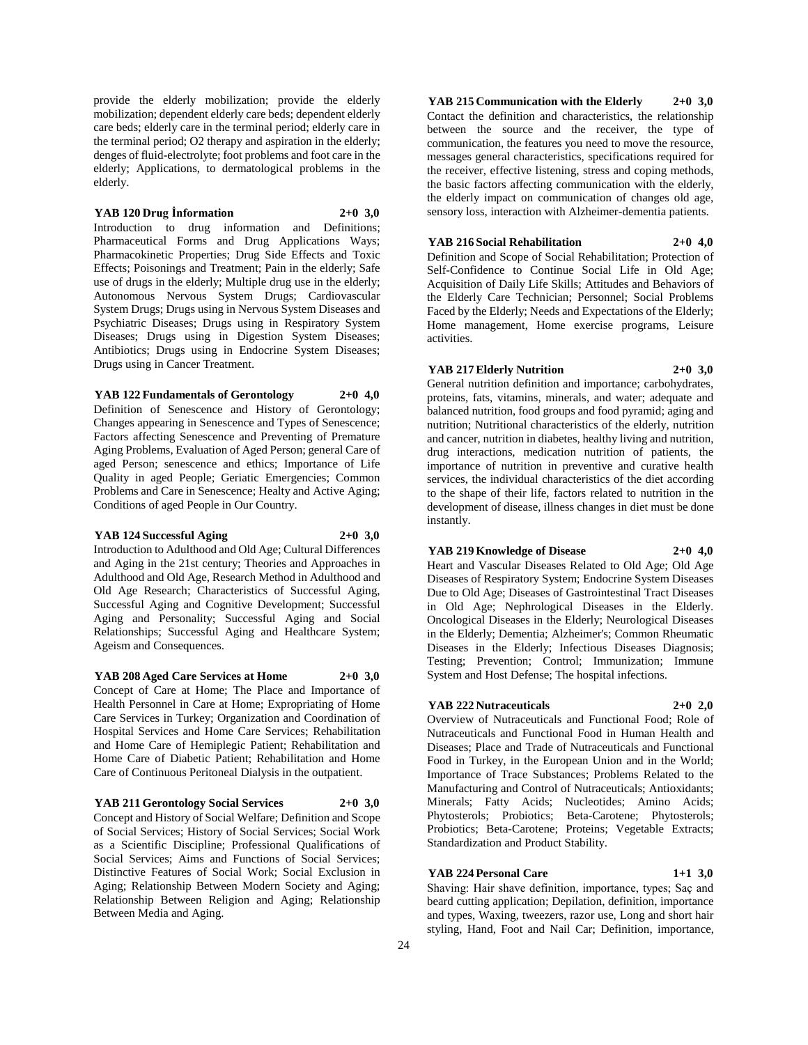provide the elderly mobilization; provide the elderly mobilization; dependent elderly care beds; dependent elderly care beds; elderly care in the terminal period; elderly care in the terminal period; O2 therapy and aspiration in the elderly; denges of fluid-electrolyte; foot problems and foot care in the elderly; Applications, to dermatological problems in the elderly.

**YAB 120 Drug İnformation 2+0 3,0**

Introduction to drug information and Definitions; Pharmaceutical Forms and Drug Applications Ways; Pharmacokinetic Properties; Drug Side Effects and Toxic Effects; Poisonings and Treatment; Pain in the elderly; Safe use of drugs in the elderly; Multiple drug use in the elderly; Autonomous Nervous System Drugs; Cardiovascular System Drugs; Drugs using in Nervous System Diseases and Psychiatric Diseases; Drugs using in Respiratory System Diseases; Drugs using in Digestion System Diseases; Antibiotics; Drugs using in Endocrine System Diseases; Drugs using in Cancer Treatment.

**YAB 122 Fundamentals of Gerontology 2+0 4,0**

Definition of Senescence and History of Gerontology; Changes appearing in Senescence and Types of Senescence; Factors affecting Senescence and Preventing of Premature Aging Problems, Evaluation of Aged Person; general Care of aged Person; senescence and ethics; Importance of Life Quality in aged People; Geriatic Emergencies; Common Problems and Care in Senescence; Healty and Active Aging; Conditions of aged People in Our Country.

**YAB 124 Successful Aging 2+0 3,0**

Introduction to Adulthood and Old Age; Cultural Differences and Aging in the 21st century; Theories and Approaches in Adulthood and Old Age, Research Method in Adulthood and Old Age Research; Characteristics of Successful Aging, Successful Aging and Cognitive Development; Successful Aging and Personality; Successful Aging and Social Relationships; Successful Aging and Healthcare System; Ageism and Consequences.

**YAB 208 Aged Care Services at Home 2+0 3,0**

Concept of Care at Home; The Place and Importance of Health Personnel in Care at Home; Expropriating of Home Care Services in Turkey; Organization and Coordination of Hospital Services and Home Care Services; Rehabilitation and Home Care of Hemiplegic Patient; Rehabilitation and Home Care of Diabetic Patient; Rehabilitation and Home Care of Continuous Peritoneal Dialysis in the outpatient.

**YAB 211 Gerontology Social Services 2+0 3,0**

Concept and History of Social Welfare; Definition and Scope of Social Services; History of Social Services; Social Work as a Scientific Discipline; Professional Qualifications of Social Services; Aims and Functions of Social Services; Distinctive Features of Social Work; Social Exclusion in Aging; Relationship Between Modern Society and Aging; Relationship Between Religion and Aging; Relationship Between Media and Aging.

**YAB 215 Communication with the Elderly 2+0 3,0**

Contact the definition and characteristics, the relationship between the source and the receiver, the type of communication, the features you need to move the resource, messages general characteristics, specifications required for the receiver, effective listening, stress and coping methods, the basic factors affecting communication with the elderly, the elderly impact on communication of changes old age, sensory loss, interaction with Alzheimer-dementia patients.

**YAB 216 Social Rehabilitation 2+0 4,0**

Definition and Scope of Social Rehabilitation; Protection of Self-Confidence to Continue Social Life in Old Age; Acquisition of Daily Life Skills; Attitudes and Behaviors of the Elderly Care Technician; Personnel; Social Problems Faced by the Elderly; Needs and Expectations of the Elderly; Home management, Home exercise programs, Leisure activities.

**YAB 217 Elderly Nutrition 2+0 3,0**

General nutrition definition and importance; carbohydrates, proteins, fats, vitamins, minerals, and water; adequate and balanced nutrition, food groups and food pyramid; aging and nutrition; Nutritional characteristics of the elderly, nutrition and cancer, nutrition in diabetes, healthy living and nutrition, drug interactions, medication nutrition of patients, the importance of nutrition in preventive and curative health services, the individual characteristics of the diet according to the shape of their life, factors related to nutrition in the development of disease, illness changes in diet must be done instantly.

**YAB 219 Knowledge of Disease 2+0 4,0**

Heart and Vascular Diseases Related to Old Age; Old Age Diseases of Respiratory System; Endocrine System Diseases Due to Old Age; Diseases of Gastrointestinal Tract Diseases in Old Age; Nephrological Diseases in the Elderly. Oncological Diseases in the Elderly; Neurological Diseases in the Elderly; Dementia; Alzheimer's; Common Rheumatic Diseases in the Elderly; Infectious Diseases Diagnosis; Testing; Prevention; Control; Immunization; Immune System and Host Defense; The hospital infections.

**YAB 222 Nutraceuticals 2+0 2,0**

Overview of Nutraceuticals and Functional Food; Role of Nutraceuticals and Functional Food in Human Health and Diseases; Place and Trade of Nutraceuticals and Functional Food in Turkey, in the European Union and in the World; Importance of Trace Substances; Problems Related to the Manufacturing and Control of Nutraceuticals; Antioxidants; Minerals; Fatty Acids; Nucleotides; Amino Acids; Phytosterols; Probiotics; Beta-Carotene; Phytosterols; Probiotics; Beta-Carotene; Proteins; Vegetable Extracts; Standardization and Product Stability.

**YAB 224 Personal Care 1+1 3,0**

Shaving: Hair shave definition, importance, types; Saç and beard cutting application; Depilation, definition, importance and types, Waxing, tweezers, razor use, Long and short hair styling, Hand, Foot and Nail Car; Definition, importance,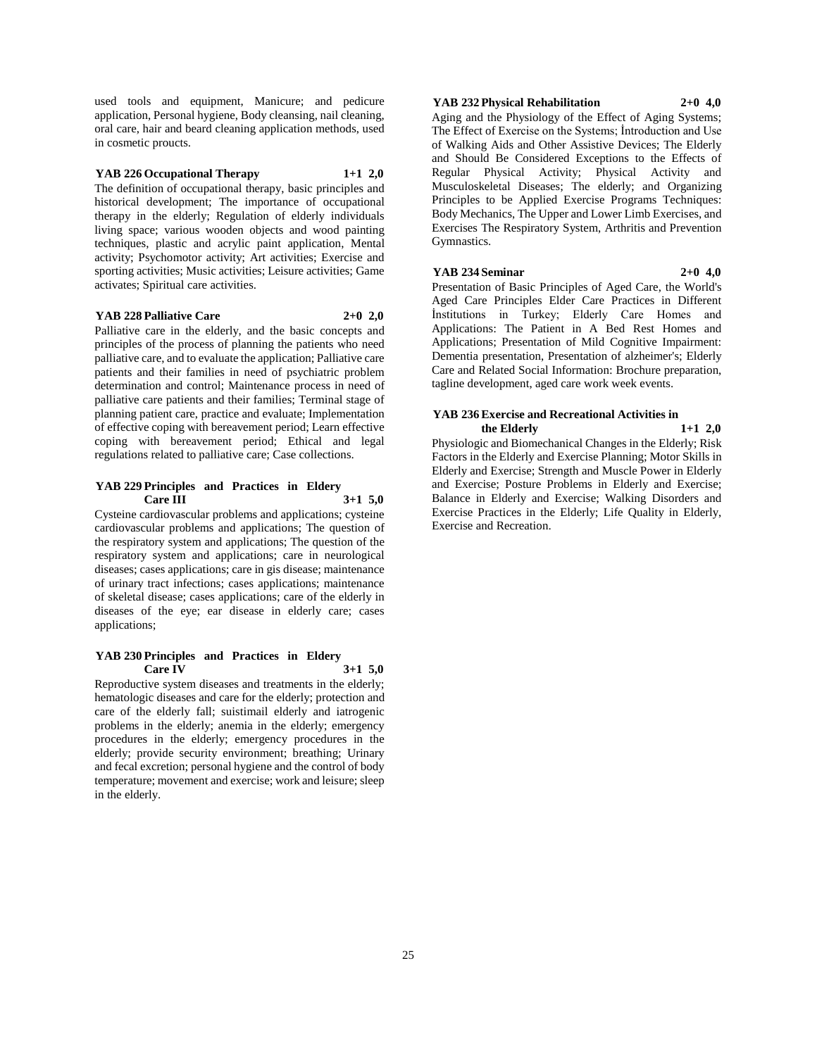used tools and equipment, Manicure; and pedicure application, Personal hygiene, Body cleansing, nail cleaning, oral care, hair and beard cleaning application methods, used in cosmetic proucts.

**YAB 226 Occupational Therapy 1+1 2,0**

The definition of occupational therapy, basic principles and historical development; The importance of occupational therapy in the elderly; Regulation of elderly individuals living space; various wooden objects and wood painting techniques, plastic and acrylic paint application, Mental activity; Psychomotor activity; Art activities; Exercise and sporting activities; Music activities; Leisure activities; Game activates; Spiritual care activities.

**YAB 228 Palliative Care 2+0 2,0**

Palliative care in the elderly, and the basic concepts and principles of the process of planning the patients who need palliative care, and to evaluate the application; Palliative care patients and their families in need of psychiatric problem determination and control; Maintenance process in need of palliative care patients and their families; Terminal stage of planning patient care, practice and evaluate; Implementation of effective coping with bereavement period; Learn effective coping with bereavement period; Ethical and legal regulations related to palliative care; Case collections.

**YAB 229 Principles and Practices in Eldery Care III 3+1 5,0**

Cysteine cardiovascular problems and applications; cysteine cardiovascular problems and applications; The question of the respiratory system and applications; The question of the respiratory system and applications; care in neurological diseases; cases applications; care in gis disease; maintenance of urinary tract infections; cases applications; maintenance of skeletal disease; cases applications; care of the elderly in diseases of the eye; ear disease in elderly care; cases applications;

**YAB 230 Principles and Practices in Eldery Care IV 3+1 5,0**

Reproductive system diseases and treatments in the elderly; hematologic diseases and care for the elderly; protection and care of the elderly fall; suistimail elderly and iatrogenic problems in the elderly; anemia in the elderly; emergency procedures in the elderly; emergency procedures in the elderly; provide security environment; breathing; Urinary and fecal excretion; personal hygiene and the control of body temperature; movement and exercise; work and leisure; sleep in the elderly.

**YAB 232 Physical Rehabilitation 2+0 4,0**

Aging and the Physiology of the Effect of Aging Systems; The Effect of Exercise on the Systems; İntroduction and Use of Walking Aids and Other Assistive Devices; The Elderly and Should Be Considered Exceptions to the Effects of Regular Physical Activity; Physical Activity and Musculoskeletal Diseases; The elderly; and Organizing Principles to be Applied Exercise Programs Techniques: Body Mechanics, The Upper and Lower Limb Exercises, and Exercises The Respiratory System, Arthritis and Prevention Gymnastics.

**YAB 234 Seminar 2+0 4,0**

Presentation of Basic Principles of Aged Care, the World's Aged Care Principles Elder Care Practices in Different İnstitutions in Turkey; Elderly Care Homes and Applications: The Patient in A Bed Rest Homes and Applications; Presentation of Mild Cognitive Impairment: Dementia presentation, Presentation of alzheimer's; Elderly Care and Related Social Information: Brochure preparation, tagline development, aged care work week events.

**YAB 236 Exercise and Recreational Activities in the Elderly 1+1 2,0**

Physiologic and Biomechanical Changes in the Elderly; Risk Factors in the Elderly and Exercise Planning; Motor Skills in Elderly and Exercise; Strength and Muscle Power in Elderly and Exercise; Posture Problems in Elderly and Exercise; Balance in Elderly and Exercise; Walking Disorders and Exercise Practices in the Elderly; Life Quality in Elderly, Exercise and Recreation.